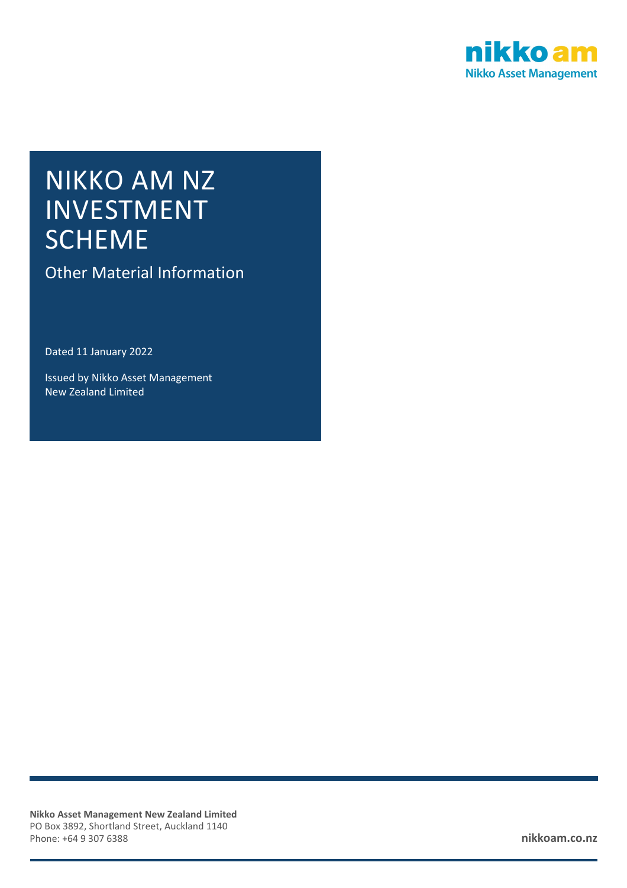nikko am

Nikko Asset Management

# NIKKO AM NZ INVESTMENT SCHEME

## Other Material Information

Dated 11 January 2022

Issued by Nikko Asset Management New Zealand Limited

**Nikko Asset Management New Zealand Limited**
PO Box 3892, Shortland Street, Auckland 1140
Phone: +64 9 307 6388

**nikkoam.co.nz**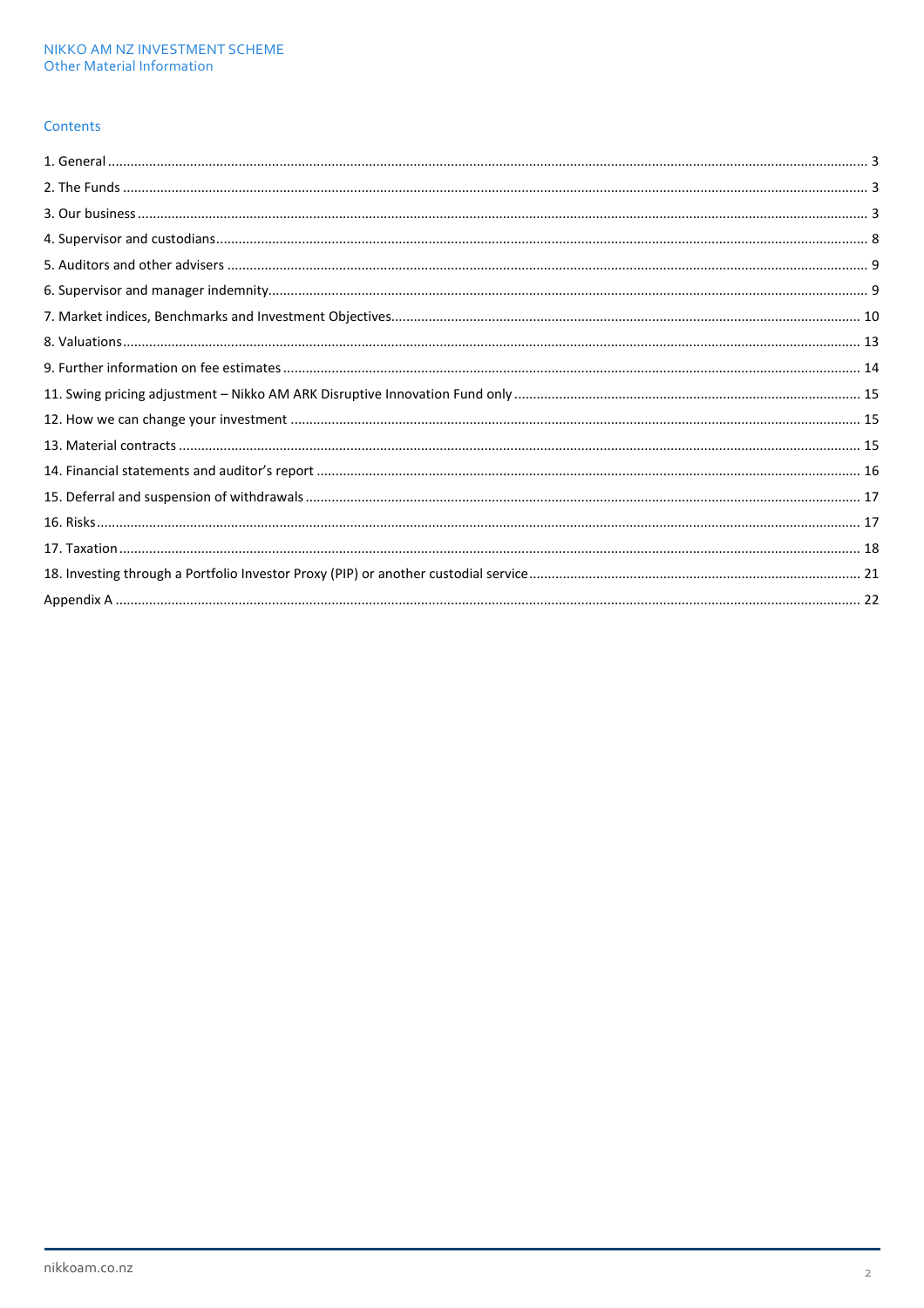## Contents

1. General ... 3
2. The Funds ... 3
3. Our business ... 3
4. Supervisor and custodians ... 8
5. Auditors and other advisers ... 9
6. Supervisor and manager indemnity ... 9
7. Market indices, Benchmarks and Investment Objectives ... 10
8. Valuations ... 13
9. Further information on fee estimates ... 14
11. Swing pricing adjustment – Nikko AM ARK Disruptive Innovation Fund only ... 15
12. How we can change your investment ... 15
13. Material contracts ... 15
14. Financial statements and auditor's report ... 16
15. Deferral and suspension of withdrawals ... 17
16. Risks ... 17
17. Taxation ... 18
18. Investing through a Portfolio Investor Proxy (PIP) or another custodial service ... 21

Appendix A ... 22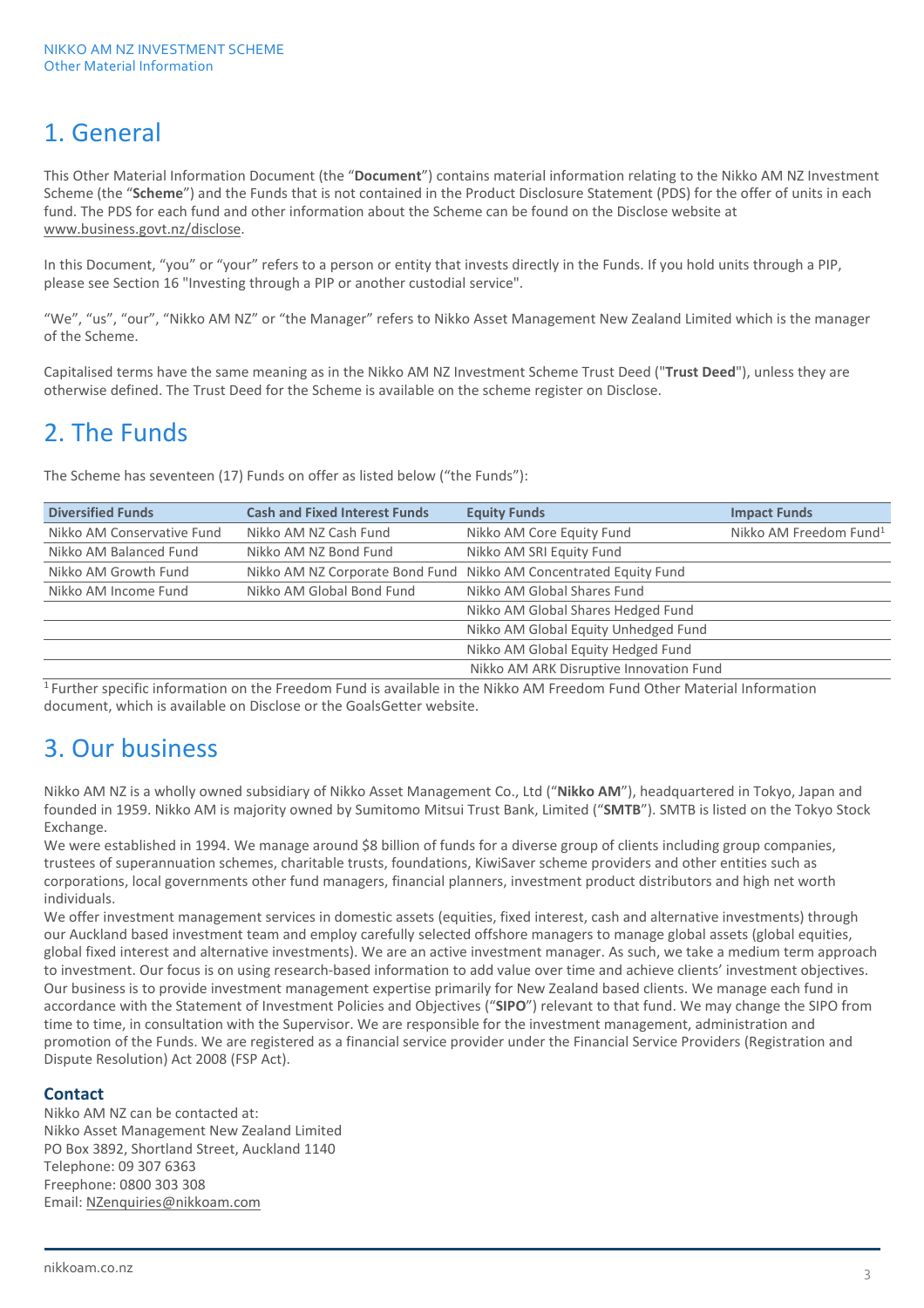# 1. General

This Other Material Information Document (the "**Document**") contains material information relating to the Nikko AM NZ Investment Scheme (the "**Scheme**") and the Funds that is not contained in the Product Disclosure Statement (PDS) for the offer of units in each fund. The PDS for each fund and other information about the Scheme can be found on the Disclose website at www.business.govt.nz/disclose.

In this Document, "you" or "your" refers to a person or entity that invests directly in the Funds. If you hold units through a PIP, please see Section 16 "Investing through a PIP or another custodial service".

"We", "us", "our", "Nikko AM NZ" or "the Manager" refers to Nikko Asset Management New Zealand Limited which is the manager of the Scheme.

Capitalised terms have the same meaning as in the Nikko AM NZ Investment Scheme Trust Deed ("**Trust Deed**"), unless they are otherwise defined. The Trust Deed for the Scheme is available on the scheme register on Disclose.

# 2. The Funds

The Scheme has seventeen (17) Funds on offer as listed below ("the Funds"):

| Diversified Funds | Cash and Fixed Interest Funds | Equity Funds | Impact Funds |
|---|---|---|---|
| Nikko AM Conservative Fund | Nikko AM NZ Cash Fund | Nikko AM Core Equity Fund | Nikko AM Freedom Fund[1] |
| Nikko AM Balanced Fund | Nikko AM NZ Bond Fund | Nikko AM SRI Equity Fund | |
| Nikko AM Growth Fund | Nikko AM NZ Corporate Bond Fund | Nikko AM Concentrated Equity Fund | |
| Nikko AM Income Fund | Nikko AM Global Bond Fund | Nikko AM Global Shares Fund | |
| | | Nikko AM Global Shares Hedged Fund | |
| | | Nikko AM Global Equity Unhedged Fund | |
| | | Nikko AM Global Equity Hedged Fund | |
| | | Nikko AM ARK Disruptive Innovation Fund | |

[1] Further specific information on the Freedom Fund is available in the Nikko AM Freedom Fund Other Material Information document, which is available on Disclose or the GoalsGetter website.

# 3. Our business

Nikko AM NZ is a wholly owned subsidiary of Nikko Asset Management Co., Ltd ("**Nikko AM**"), headquartered in Tokyo, Japan and founded in 1959. Nikko AM is majority owned by Sumitomo Mitsui Trust Bank, Limited ("**SMTB**"). SMTB is listed on the Tokyo Stock Exchange.

We were established in 1994. We manage around $8 billion of funds for a diverse group of clients including group companies, trustees of superannuation schemes, charitable trusts, foundations, KiwiSaver scheme providers and other entities such as corporations, local governments other fund managers, financial planners, investment product distributors and high net worth individuals.

We offer investment management services in domestic assets (equities, fixed interest, cash and alternative investments) through our Auckland based investment team and employ carefully selected offshore managers to manage global assets (global equities, global fixed interest and alternative investments). We are an active investment manager. As such, we take a medium term approach to investment. Our focus is on using research-based information to add value over time and achieve clients' investment objectives. Our business is to provide investment management expertise primarily for New Zealand based clients. We manage each fund in accordance with the Statement of Investment Policies and Objectives ("**SIPO**") relevant to that fund. We may change the SIPO from time to time, in consultation with the Supervisor. We are responsible for the investment management, administration and promotion of the Funds. We are registered as a financial service provider under the Financial Service Providers (Registration and Dispute Resolution) Act 2008 (FSP Act).

### Contact

Nikko AM NZ can be contacted at:
Nikko Asset Management New Zealand Limited
PO Box 3892, Shortland Street, Auckland 1140
Telephone: 09 307 6363
Freephone: 0800 303 308
Email: NZenquiries@nikkoam.com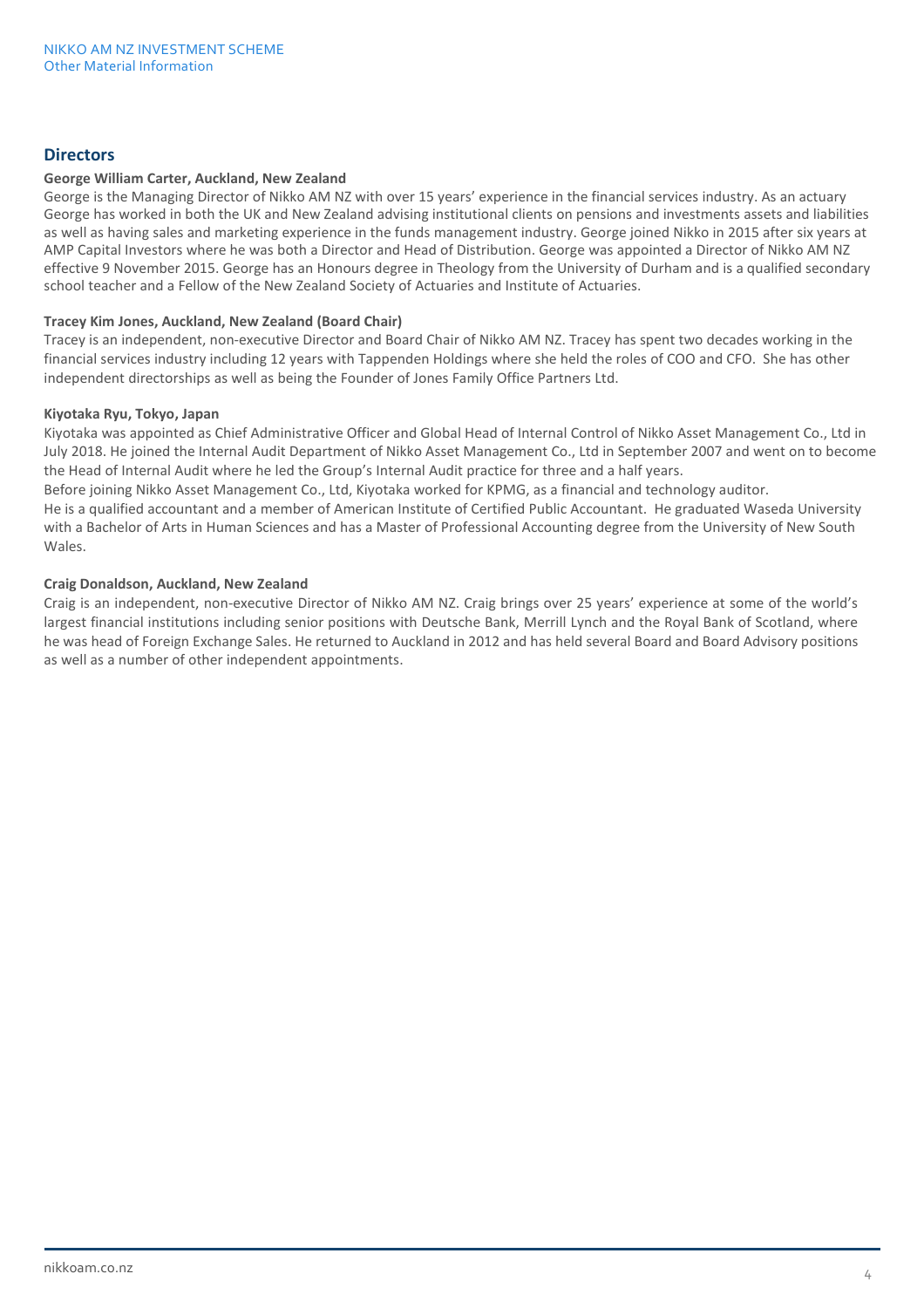## Directors

**George William Carter, Auckland, New Zealand**

George is the Managing Director of Nikko AM NZ with over 15 years' experience in the financial services industry. As an actuary George has worked in both the UK and New Zealand advising institutional clients on pensions and investments assets and liabilities as well as having sales and marketing experience in the funds management industry. George joined Nikko in 2015 after six years at AMP Capital Investors where he was both a Director and Head of Distribution. George was appointed a Director of Nikko AM NZ effective 9 November 2015. George has an Honours degree in Theology from the University of Durham and is a qualified secondary school teacher and a Fellow of the New Zealand Society of Actuaries and Institute of Actuaries.

**Tracey Kim Jones, Auckland, New Zealand (Board Chair)**

Tracey is an independent, non-executive Director and Board Chair of Nikko AM NZ. Tracey has spent two decades working in the financial services industry including 12 years with Tappenden Holdings where she held the roles of COO and CFO. She has other independent directorships as well as being the Founder of Jones Family Office Partners Ltd.

**Kiyotaka Ryu, Tokyo, Japan**

Kiyotaka was appointed as Chief Administrative Officer and Global Head of Internal Control of Nikko Asset Management Co., Ltd in July 2018. He joined the Internal Audit Department of Nikko Asset Management Co., Ltd in September 2007 and went on to become the Head of Internal Audit where he led the Group's Internal Audit practice for three and a half years.

Before joining Nikko Asset Management Co., Ltd, Kiyotaka worked for KPMG, as a financial and technology auditor.

He is a qualified accountant and a member of American Institute of Certified Public Accountant. He graduated Waseda University with a Bachelor of Arts in Human Sciences and has a Master of Professional Accounting degree from the University of New South Wales.

**Craig Donaldson, Auckland, New Zealand**

Craig is an independent, non-executive Director of Nikko AM NZ. Craig brings over 25 years' experience at some of the world's largest financial institutions including senior positions with Deutsche Bank, Merrill Lynch and the Royal Bank of Scotland, where he was head of Foreign Exchange Sales. He returned to Auckland in 2012 and has held several Board and Board Advisory positions as well as a number of other independent appointments.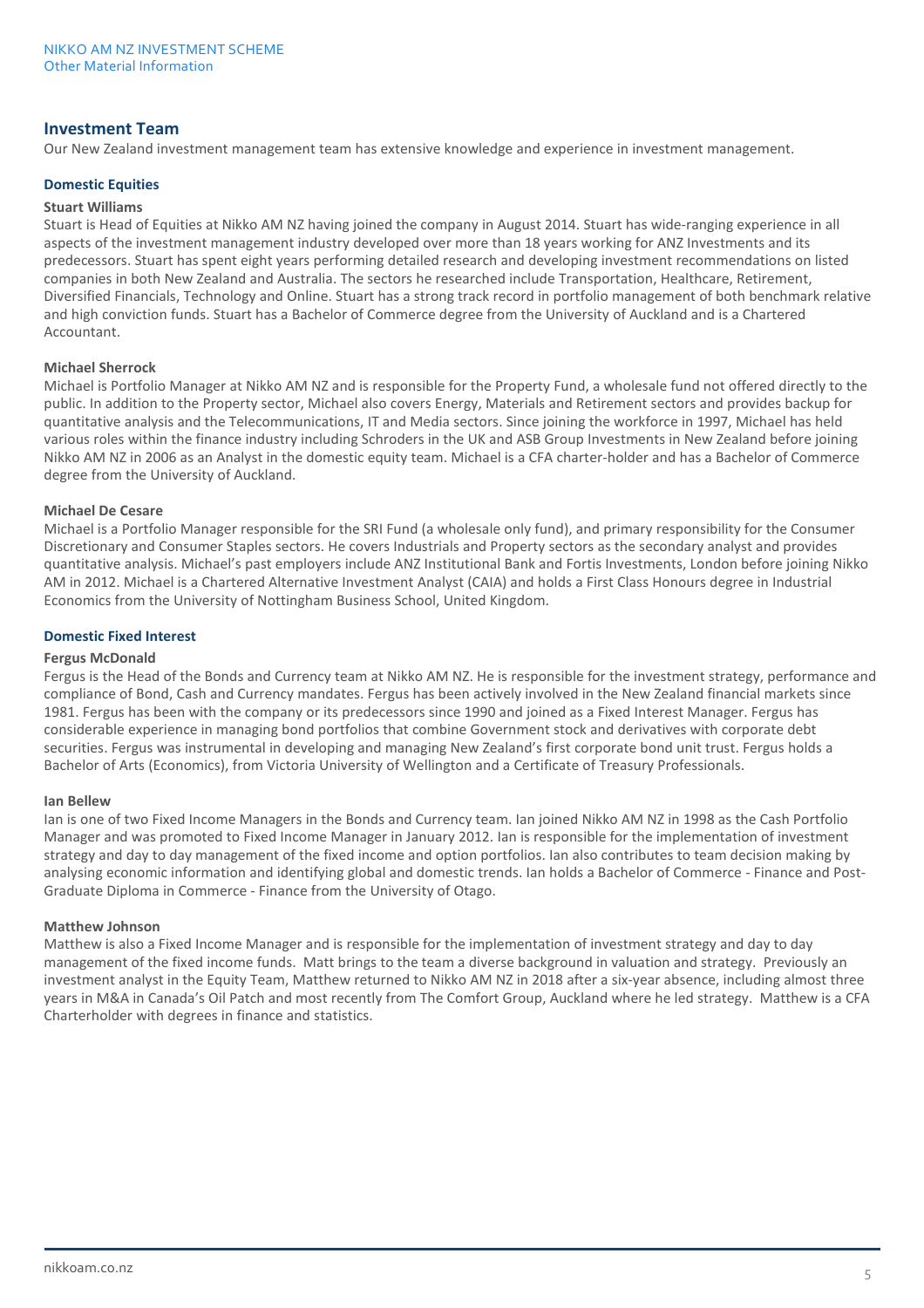## Investment Team

Our New Zealand investment management team has extensive knowledge and experience in investment management.

### Domestic Equities

**Stuart Williams**

Stuart is Head of Equities at Nikko AM NZ having joined the company in August 2014. Stuart has wide-ranging experience in all aspects of the investment management industry developed over more than 18 years working for ANZ Investments and its predecessors. Stuart has spent eight years performing detailed research and developing investment recommendations on listed companies in both New Zealand and Australia. The sectors he researched include Transportation, Healthcare, Retirement, Diversified Financials, Technology and Online. Stuart has a strong track record in portfolio management of both benchmark relative and high conviction funds. Stuart has a Bachelor of Commerce degree from the University of Auckland and is a Chartered Accountant.

**Michael Sherrock**

Michael is Portfolio Manager at Nikko AM NZ and is responsible for the Property Fund, a wholesale fund not offered directly to the public. In addition to the Property sector, Michael also covers Energy, Materials and Retirement sectors and provides backup for quantitative analysis and the Telecommunications, IT and Media sectors. Since joining the workforce in 1997, Michael has held various roles within the finance industry including Schroders in the UK and ASB Group Investments in New Zealand before joining Nikko AM NZ in 2006 as an Analyst in the domestic equity team. Michael is a CFA charter-holder and has a Bachelor of Commerce degree from the University of Auckland.

**Michael De Cesare**

Michael is a Portfolio Manager responsible for the SRI Fund (a wholesale only fund), and primary responsibility for the Consumer Discretionary and Consumer Staples sectors. He covers Industrials and Property sectors as the secondary analyst and provides quantitative analysis. Michael's past employers include ANZ Institutional Bank and Fortis Investments, London before joining Nikko AM in 2012. Michael is a Chartered Alternative Investment Analyst (CAIA) and holds a First Class Honours degree in Industrial Economics from the University of Nottingham Business School, United Kingdom.

### Domestic Fixed Interest

**Fergus McDonald**

Fergus is the Head of the Bonds and Currency team at Nikko AM NZ. He is responsible for the investment strategy, performance and compliance of Bond, Cash and Currency mandates. Fergus has been actively involved in the New Zealand financial markets since 1981. Fergus has been with the company or its predecessors since 1990 and joined as a Fixed Interest Manager. Fergus has considerable experience in managing bond portfolios that combine Government stock and derivatives with corporate debt securities. Fergus was instrumental in developing and managing New Zealand's first corporate bond unit trust. Fergus holds a Bachelor of Arts (Economics), from Victoria University of Wellington and a Certificate of Treasury Professionals.

**Ian Bellew**

Ian is one of two Fixed Income Managers in the Bonds and Currency team. Ian joined Nikko AM NZ in 1998 as the Cash Portfolio Manager and was promoted to Fixed Income Manager in January 2012. Ian is responsible for the implementation of investment strategy and day to day management of the fixed income and option portfolios. Ian also contributes to team decision making by analysing economic information and identifying global and domestic trends. Ian holds a Bachelor of Commerce - Finance and Post-Graduate Diploma in Commerce - Finance from the University of Otago.

**Matthew Johnson**

Matthew is also a Fixed Income Manager and is responsible for the implementation of investment strategy and day to day management of the fixed income funds. Matt brings to the team a diverse background in valuation and strategy. Previously an investment analyst in the Equity Team, Matthew returned to Nikko AM NZ in 2018 after a six-year absence, including almost three years in M&A in Canada's Oil Patch and most recently from The Comfort Group, Auckland where he led strategy. Matthew is a CFA Charterholder with degrees in finance and statistics.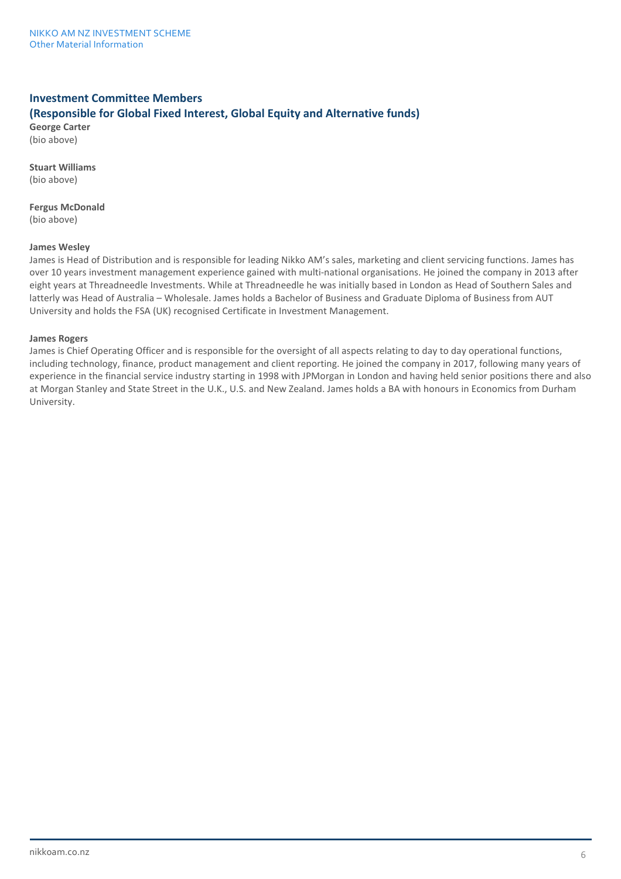## Investment Committee Members
## (Responsible for Global Fixed Interest, Global Equity and Alternative funds)

**George Carter**
(bio above)

**Stuart Williams**
(bio above)

**Fergus McDonald**
(bio above)

**James Wesley**

James is Head of Distribution and is responsible for leading Nikko AM's sales, marketing and client servicing functions. James has over 10 years investment management experience gained with multi-national organisations. He joined the company in 2013 after eight years at Threadneedle Investments. While at Threadneedle he was initially based in London as Head of Southern Sales and latterly was Head of Australia – Wholesale. James holds a Bachelor of Business and Graduate Diploma of Business from AUT University and holds the FSA (UK) recognised Certificate in Investment Management.

**James Rogers**

James is Chief Operating Officer and is responsible for the oversight of all aspects relating to day to day operational functions, including technology, finance, product management and client reporting. He joined the company in 2017, following many years of experience in the financial service industry starting in 1998 with JPMorgan in London and having held senior positions there and also at Morgan Stanley and State Street in the U.K., U.S. and New Zealand. James holds a BA with honours in Economics from Durham University.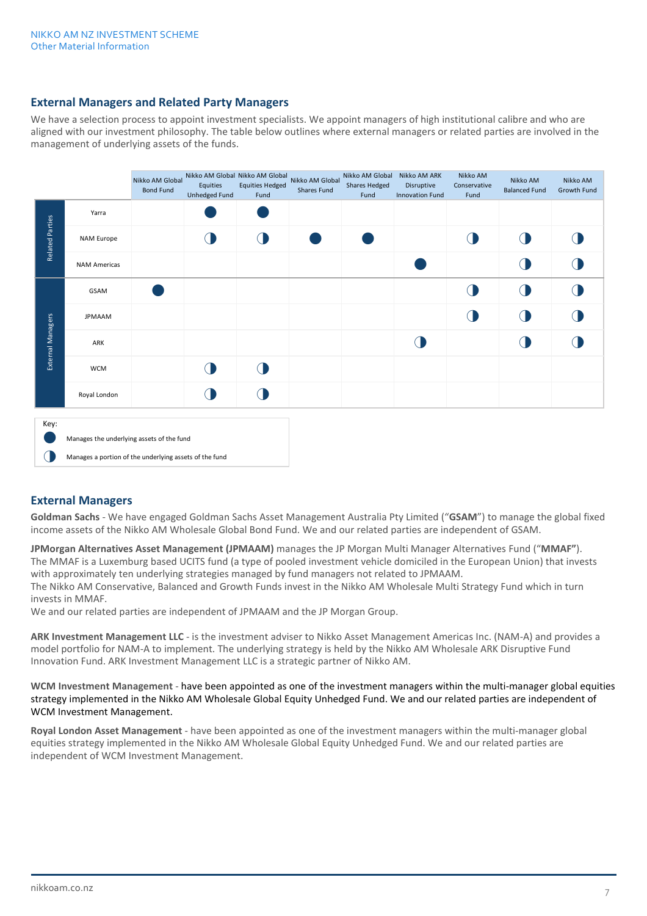## External Managers and Related Party Managers

We have a selection process to appoint investment specialists. We appoint managers of high institutional calibre and who are aligned with our investment philosophy. The table below outlines where external managers or related parties are involved in the management of underlying assets of the funds.

| | | Nikko AM Global Bond Fund | Nikko AM Global Equities Unhedged Fund | Nikko AM Global Equities Hedged Fund | Nikko AM Global Shares Fund | Nikko AM Global Shares Hedged Fund | Nikko AM ARK Disruptive Innovation Fund | Nikko AM Conservative Fund | Nikko AM Balanced Fund | Nikko AM Growth Fund |
|---|---|---|---|---|---|---|---|---|---|---|
| Related Parties | Yarra | | ● | ● | | | | | | |
| | NAM Europe | | ◐ | ◐ | ● | ● | | ◐ | ◐ | ◐ |
| | NAM Americas | | | | | | ● | | ◐ | ◐ |
| External Managers | GSAM | ● | | | | | | ◐ | ◐ | ◐ |
| | JPMAAM | | | | | | | ◐ | ◐ | ◐ |
| | ARK | | | | | | ◐ | | ◐ | ◐ |
| | WCM | | ◐ | ◐ | | | | | | |
| | Royal London | | ◐ | ◐ | | | | | | |

Key:

● Manages the underlying assets of the fund

◐ Manages a portion of the underlying assets of the fund

## External Managers

**Goldman Sachs** - We have engaged Goldman Sachs Asset Management Australia Pty Limited ("**GSAM**") to manage the global fixed income assets of the Nikko AM Wholesale Global Bond Fund. We and our related parties are independent of GSAM.

**JPMorgan Alternatives Asset Management (JPMAAM)** manages the JP Morgan Multi Manager Alternatives Fund ("**MMAF**"). The MMAF is a Luxemburg based UCITS fund (a type of pooled investment vehicle domiciled in the European Union) that invests with approximately ten underlying strategies managed by fund managers not related to JPMAAM.
The Nikko AM Conservative, Balanced and Growth Funds invest in the Nikko AM Wholesale Multi Strategy Fund which in turn invests in MMAF.
We and our related parties are independent of JPMAAM and the JP Morgan Group.

**ARK Investment Management LLC** - is the investment adviser to Nikko Asset Management Americas Inc. (NAM-A) and provides a model portfolio for NAM-A to implement. The underlying strategy is held by the Nikko AM Wholesale ARK Disruptive Fund Innovation Fund. ARK Investment Management LLC is a strategic partner of Nikko AM.

**WCM Investment Management** - have been appointed as one of the investment managers within the multi-manager global equities strategy implemented in the Nikko AM Wholesale Global Equity Unhedged Fund. We and our related parties are independent of WCM Investment Management.

**Royal London Asset Management** - have been appointed as one of the investment managers within the multi-manager global equities strategy implemented in the Nikko AM Wholesale Global Equity Unhedged Fund. We and our related parties are independent of WCM Investment Management.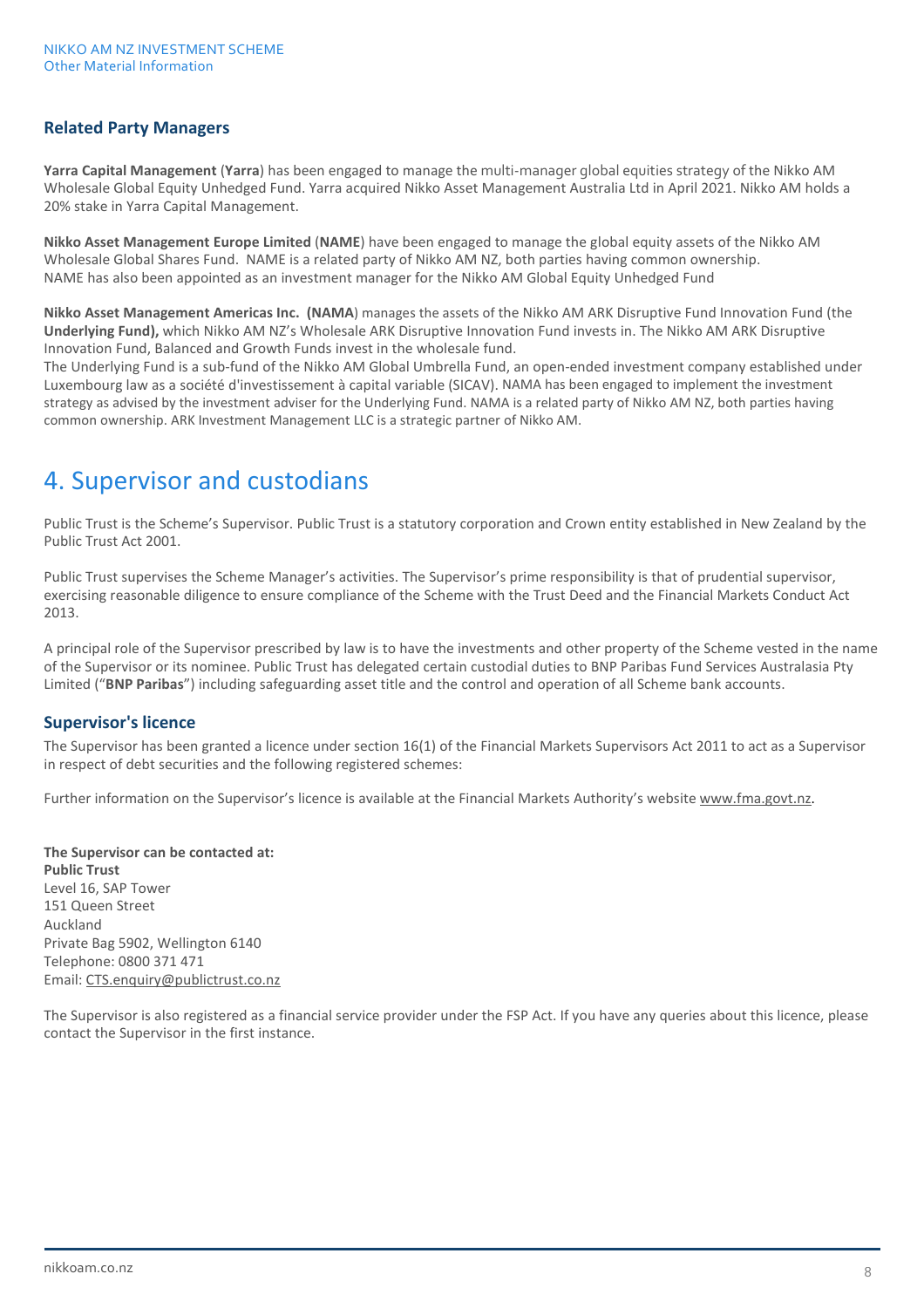## Related Party Managers

**Yarra Capital Management** (**Yarra**) has been engaged to manage the multi-manager global equities strategy of the Nikko AM Wholesale Global Equity Unhedged Fund. Yarra acquired Nikko Asset Management Australia Ltd in April 2021. Nikko AM holds a 20% stake in Yarra Capital Management.

**Nikko Asset Management Europe Limited** (**NAME**) have been engaged to manage the global equity assets of the Nikko AM Wholesale Global Shares Fund. NAME is a related party of Nikko AM NZ, both parties having common ownership. NAME has also been appointed as an investment manager for the Nikko AM Global Equity Unhedged Fund

**Nikko Asset Management Americas Inc. (NAMA**) manages the assets of the Nikko AM ARK Disruptive Fund Innovation Fund (the **Underlying Fund),** which Nikko AM NZ's Wholesale ARK Disruptive Innovation Fund invests in. The Nikko AM ARK Disruptive Innovation Fund, Balanced and Growth Funds invest in the wholesale fund.
The Underlying Fund is a sub-fund of the Nikko AM Global Umbrella Fund, an open-ended investment company established under Luxembourg law as a société d'investissement à capital variable (SICAV). NAMA has been engaged to implement the investment strategy as advised by the investment adviser for the Underlying Fund. NAMA is a related party of Nikko AM NZ, both parties having common ownership. ARK Investment Management LLC is a strategic partner of Nikko AM.

# 4. Supervisor and custodians

Public Trust is the Scheme's Supervisor. Public Trust is a statutory corporation and Crown entity established in New Zealand by the Public Trust Act 2001.

Public Trust supervises the Scheme Manager's activities. The Supervisor's prime responsibility is that of prudential supervisor, exercising reasonable diligence to ensure compliance of the Scheme with the Trust Deed and the Financial Markets Conduct Act 2013.

A principal role of the Supervisor prescribed by law is to have the investments and other property of the Scheme vested in the name of the Supervisor or its nominee. Public Trust has delegated certain custodial duties to BNP Paribas Fund Services Australasia Pty Limited ("**BNP Paribas**") including safeguarding asset title and the control and operation of all Scheme bank accounts.

## Supervisor's licence

The Supervisor has been granted a licence under section 16(1) of the Financial Markets Supervisors Act 2011 to act as a Supervisor in respect of debt securities and the following registered schemes:

Further information on the Supervisor's licence is available at the Financial Markets Authority's website www.fma.govt.nz.

**The Supervisor can be contacted at:**
**Public Trust**
Level 16, SAP Tower
151 Queen Street
Auckland
Private Bag 5902, Wellington 6140
Telephone: 0800 371 471
Email: CTS.enquiry@publictrust.co.nz

The Supervisor is also registered as a financial service provider under the FSP Act. If you have any queries about this licence, please contact the Supervisor in the first instance.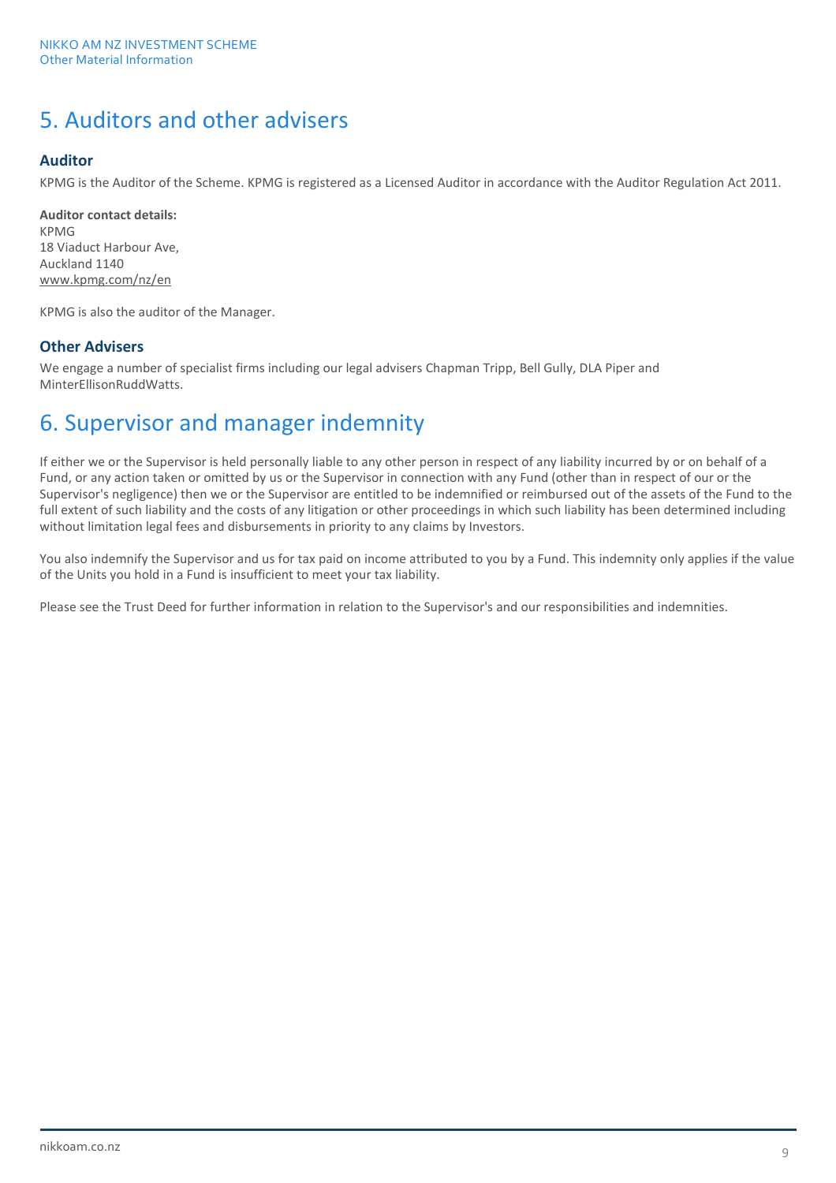# 5. Auditors and other advisers

### Auditor

KPMG is the Auditor of the Scheme. KPMG is registered as a Licensed Auditor in accordance with the Auditor Regulation Act 2011.

**Auditor contact details:**
KPMG
18 Viaduct Harbour Ave,
Auckland 1140
www.kpmg.com/nz/en

KPMG is also the auditor of the Manager.

### Other Advisers

We engage a number of specialist firms including our legal advisers Chapman Tripp, Bell Gully, DLA Piper and MinterEllisonRuddWatts.

# 6. Supervisor and manager indemnity

If either we or the Supervisor is held personally liable to any other person in respect of any liability incurred by or on behalf of a Fund, or any action taken or omitted by us or the Supervisor in connection with any Fund (other than in respect of our or the Supervisor's negligence) then we or the Supervisor are entitled to be indemnified or reimbursed out of the assets of the Fund to the full extent of such liability and the costs of any litigation or other proceedings in which such liability has been determined including without limitation legal fees and disbursements in priority to any claims by Investors.

You also indemnify the Supervisor and us for tax paid on income attributed to you by a Fund. This indemnity only applies if the value of the Units you hold in a Fund is insufficient to meet your tax liability.

Please see the Trust Deed for further information in relation to the Supervisor's and our responsibilities and indemnities.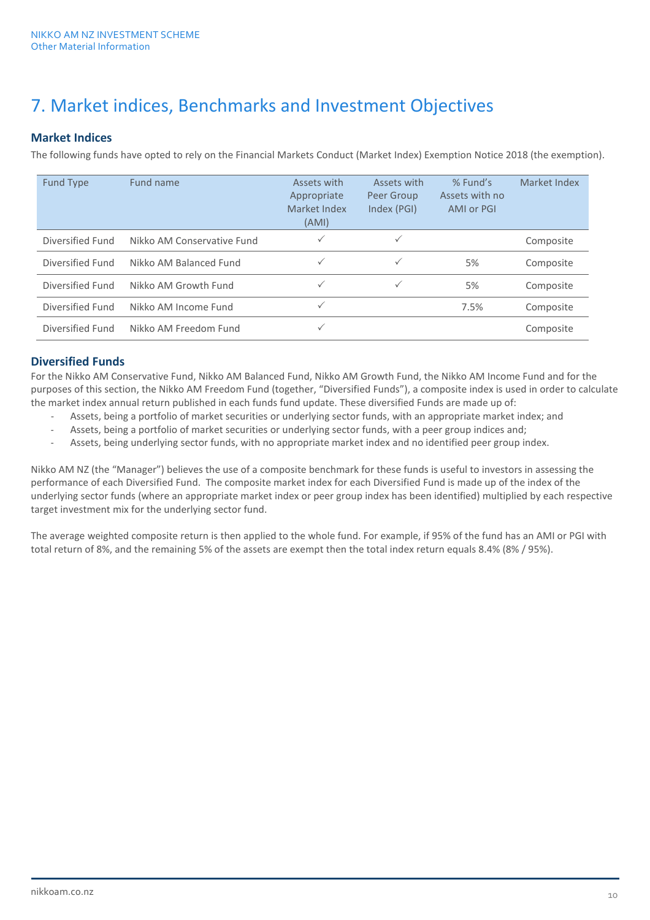# 7. Market indices, Benchmarks and Investment Objectives

### Market Indices

The following funds have opted to rely on the Financial Markets Conduct (Market Index) Exemption Notice 2018 (the exemption).

| Fund Type | Fund name | Assets with Appropriate Market Index (AMI) | Assets with Peer Group Index (PGI) | % Fund's Assets with no AMI or PGI | Market Index |
|---|---|---|---|---|---|
| Diversified Fund | Nikko AM Conservative Fund | ✓ | ✓ | | Composite |
| Diversified Fund | Nikko AM Balanced Fund | ✓ | ✓ | 5% | Composite |
| Diversified Fund | Nikko AM Growth Fund | ✓ | ✓ | 5% | Composite |
| Diversified Fund | Nikko AM Income Fund | ✓ | | 7.5% | Composite |
| Diversified Fund | Nikko AM Freedom Fund | ✓ | | | Composite |

### Diversified Funds

For the Nikko AM Conservative Fund, Nikko AM Balanced Fund, Nikko AM Growth Fund, the Nikko AM Income Fund and for the purposes of this section, the Nikko AM Freedom Fund (together, "Diversified Funds"), a composite index is used in order to calculate the market index annual return published in each funds fund update. These diversified Funds are made up of:

- Assets, being a portfolio of market securities or underlying sector funds, with an appropriate market index; and
- Assets, being a portfolio of market securities or underlying sector funds, with a peer group indices and;
- Assets, being underlying sector funds, with no appropriate market index and no identified peer group index.

Nikko AM NZ (the "Manager") believes the use of a composite benchmark for these funds is useful to investors in assessing the performance of each Diversified Fund. The composite market index for each Diversified Fund is made up of the index of the underlying sector funds (where an appropriate market index or peer group index has been identified) multiplied by each respective target investment mix for the underlying sector fund.

The average weighted composite return is then applied to the whole fund. For example, if 95% of the fund has an AMI or PGI with total return of 8%, and the remaining 5% of the assets are exempt then the total index return equals 8.4% (8% / 95%).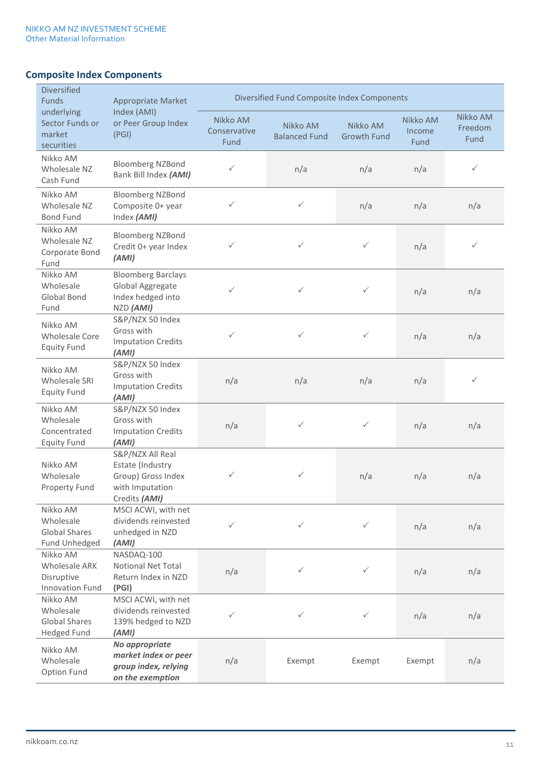## Composite Index Components

| Diversified Funds underlying Sector Funds or market securities | Appropriate Market Index (AMI) or Peer Group Index (PGI) | Diversified Fund Composite Index Components | | | | |
|---|---|---|---|---|---|---|
| | | Nikko AM Conservative Fund | Nikko AM Balanced Fund | Nikko AM Growth Fund | Nikko AM Income Fund | Nikko AM Freedom Fund |
| Nikko AM Wholesale NZ Cash Fund | Bloomberg NZBond Bank Bill Index ***(AMI)*** | ✓ | n/a | n/a | n/a | ✓ |
| Nikko AM Wholesale NZ Bond Fund | Bloomberg NZBond Composite 0+ year Index ***(AMI)*** | ✓ | ✓ | n/a | n/a | n/a |
| Nikko AM Wholesale NZ Corporate Bond Fund | Bloomberg NZBond Credit 0+ year Index ***(AMI)*** | ✓ | ✓ | ✓ | n/a | ✓ |
| Nikko AM Wholesale Global Bond Fund | Bloomberg Barclays Global Aggregate Index hedged into NZD ***(AMI)*** | ✓ | ✓ | ✓ | n/a | n/a |
| Nikko AM Wholesale Core Equity Fund | S&P/NZX 50 Index Gross with Imputation Credits ***(AMI)*** | ✓ | ✓ | ✓ | n/a | n/a |
| Nikko AM Wholesale SRI Equity Fund | S&P/NZX 50 Index Gross with Imputation Credits ***(AMI)*** | n/a | n/a | n/a | n/a | ✓ |
| Nikko AM Wholesale Concentrated Equity Fund | S&P/NZX 50 Index Gross with Imputation Credits ***(AMI)*** | n/a | ✓ | ✓ | n/a | n/a |
| Nikko AM Wholesale Property Fund | S&P/NZX All Real Estate (Industry Group) Gross Index with Imputation Credits ***(AMI)*** | ✓ | ✓ | n/a | n/a | n/a |
| Nikko AM Wholesale Global Shares Fund Unhedged | MSCI ACWI, with net dividends reinvested unhedged in NZD ***(AMI)*** | ✓ | ✓ | ✓ | n/a | n/a |
| Nikko AM Wholesale ARK Disruptive Innovation Fund | NASDAQ-100 Notional Net Total Return Index in NZD **(PGI)** | n/a | ✓ | ✓ | n/a | n/a |
| Nikko AM Wholesale Global Shares Hedged Fund | MSCI ACWI, with net dividends reinvested 139% hedged to NZD ***(AMI)*** | ✓ | ✓ | ✓ | n/a | n/a |
| Nikko AM Wholesale Option Fund | ***No appropriate market index or peer group index, relying on the exemption*** | n/a | Exempt | Exempt | Exempt | n/a |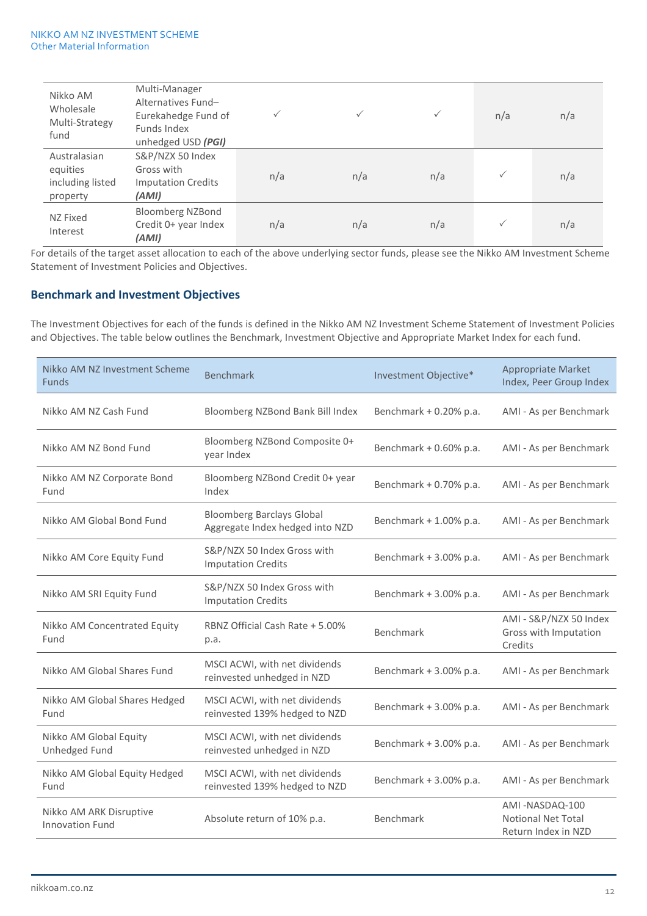| | | | | | | |
|---|---|---|---|---|---|---|
| Nikko AM Wholesale Multi-Strategy fund | Multi-Manager Alternatives Fund– Eurekahedge Fund of Funds Index unhedged USD ***(PGI)*** | ✓ | ✓ | ✓ | n/a | n/a |
| Australasian equities including listed property | S&P/NZX 50 Index Gross with Imputation Credits ***(AMI)*** | n/a | n/a | n/a | ✓ | n/a |
| NZ Fixed Interest | Bloomberg NZBond Credit 0+ year Index ***(AMI)*** | n/a | n/a | n/a | ✓ | n/a |

For details of the target asset allocation to each of the above underlying sector funds, please see the Nikko AM Investment Scheme Statement of Investment Policies and Objectives.

## Benchmark and Investment Objectives

The Investment Objectives for each of the funds is defined in the Nikko AM NZ Investment Scheme Statement of Investment Policies and Objectives. The table below outlines the Benchmark, Investment Objective and Appropriate Market Index for each fund.

| Nikko AM NZ Investment Scheme Funds | Benchmark | Investment Objective* | Appropriate Market Index, Peer Group Index |
|---|---|---|---|
| Nikko AM NZ Cash Fund | Bloomberg NZBond Bank Bill Index | Benchmark + 0.20% p.a. | AMI - As per Benchmark |
| Nikko AM NZ Bond Fund | Bloomberg NZBond Composite 0+ year Index | Benchmark + 0.60% p.a. | AMI - As per Benchmark |
| Nikko AM NZ Corporate Bond Fund | Bloomberg NZBond Credit 0+ year Index | Benchmark + 0.70% p.a. | AMI - As per Benchmark |
| Nikko AM Global Bond Fund | Bloomberg Barclays Global Aggregate Index hedged into NZD | Benchmark + 1.00% p.a. | AMI - As per Benchmark |
| Nikko AM Core Equity Fund | S&P/NZX 50 Index Gross with Imputation Credits | Benchmark + 3.00% p.a. | AMI - As per Benchmark |
| Nikko AM SRI Equity Fund | S&P/NZX 50 Index Gross with Imputation Credits | Benchmark + 3.00% p.a. | AMI - As per Benchmark |
| Nikko AM Concentrated Equity Fund | RBNZ Official Cash Rate + 5.00% p.a. | Benchmark | AMI - S&P/NZX 50 Index Gross with Imputation Credits |
| Nikko AM Global Shares Fund | MSCI ACWI, with net dividends reinvested unhedged in NZD | Benchmark + 3.00% p.a. | AMI - As per Benchmark |
| Nikko AM Global Shares Hedged Fund | MSCI ACWI, with net dividends reinvested 139% hedged to NZD | Benchmark + 3.00% p.a. | AMI - As per Benchmark |
| Nikko AM Global Equity Unhedged Fund | MSCI ACWI, with net dividends reinvested unhedged in NZD | Benchmark + 3.00% p.a. | AMI - As per Benchmark |
| Nikko AM Global Equity Hedged Fund | MSCI ACWI, with net dividends reinvested 139% hedged to NZD | Benchmark + 3.00% p.a. | AMI - As per Benchmark |
| Nikko AM ARK Disruptive Innovation Fund | Absolute return of 10% p.a. | Benchmark | AMI -NASDAQ-100 Notional Net Total Return Index in NZD |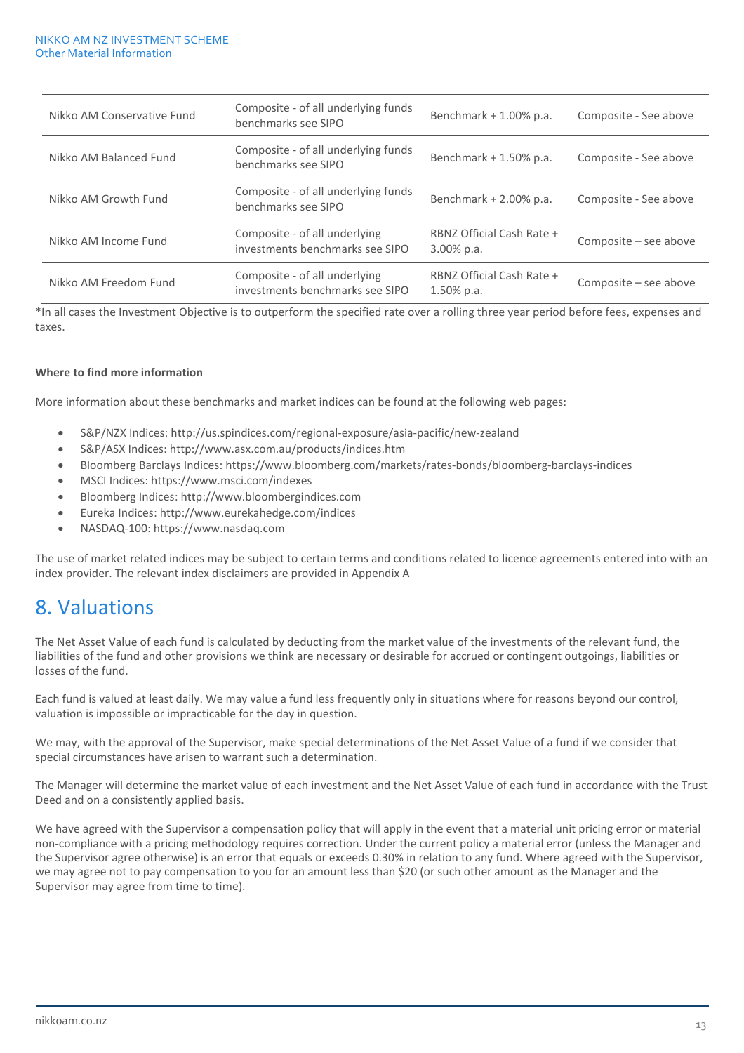| Nikko AM Conservative Fund | Composite - of all underlying funds benchmarks see SIPO | Benchmark + 1.00% p.a. | Composite - See above |
|---|---|---|---|
| Nikko AM Balanced Fund | Composite - of all underlying funds benchmarks see SIPO | Benchmark + 1.50% p.a. | Composite - See above |
| Nikko AM Growth Fund | Composite - of all underlying funds benchmarks see SIPO | Benchmark + 2.00% p.a. | Composite - See above |
| Nikko AM Income Fund | Composite - of all underlying investments benchmarks see SIPO | RBNZ Official Cash Rate + 3.00% p.a. | Composite – see above |
| Nikko AM Freedom Fund | Composite - of all underlying investments benchmarks see SIPO | RBNZ Official Cash Rate + 1.50% p.a. | Composite – see above |

*In all cases the Investment Objective is to outperform the specified rate over a rolling three year period before fees, expenses and taxes.

**Where to find more information**

More information about these benchmarks and market indices can be found at the following web pages:

- S&P/NZX Indices: http://us.spindices.com/regional-exposure/asia-pacific/new-zealand
- S&P/ASX Indices: http://www.asx.com.au/products/indices.htm
- Bloomberg Barclays Indices: https://www.bloomberg.com/markets/rates-bonds/bloomberg-barclays-indices
- MSCI Indices: https://www.msci.com/indexes
- Bloomberg Indices: http://www.bloombergindices.com
- Eureka Indices: http://www.eurekahedge.com/indices
- NASDAQ-100: https://www.nasdaq.com

The use of market related indices may be subject to certain terms and conditions related to licence agreements entered into with an index provider. The relevant index disclaimers are provided in Appendix A

# 8. Valuations

The Net Asset Value of each fund is calculated by deducting from the market value of the investments of the relevant fund, the liabilities of the fund and other provisions we think are necessary or desirable for accrued or contingent outgoings, liabilities or losses of the fund.

Each fund is valued at least daily. We may value a fund less frequently only in situations where for reasons beyond our control, valuation is impossible or impracticable for the day in question.

We may, with the approval of the Supervisor, make special determinations of the Net Asset Value of a fund if we consider that special circumstances have arisen to warrant such a determination.

The Manager will determine the market value of each investment and the Net Asset Value of each fund in accordance with the Trust Deed and on a consistently applied basis.

We have agreed with the Supervisor a compensation policy that will apply in the event that a material unit pricing error or material non-compliance with a pricing methodology requires correction. Under the current policy a material error (unless the Manager and the Supervisor agree otherwise) is an error that equals or exceeds 0.30% in relation to any fund. Where agreed with the Supervisor, we may agree not to pay compensation to you for an amount less than $20 (or such other amount as the Manager and the Supervisor may agree from time to time).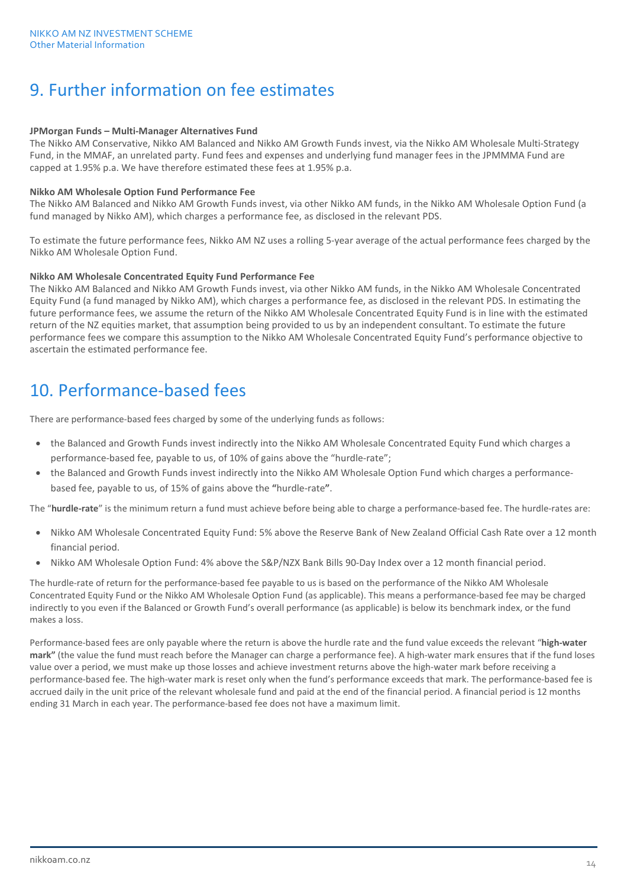## 9. Further information on fee estimates

**JPMorgan Funds – Multi-Manager Alternatives Fund**

The Nikko AM Conservative, Nikko AM Balanced and Nikko AM Growth Funds invest, via the Nikko AM Wholesale Multi-Strategy Fund, in the MMAF, an unrelated party. Fund fees and expenses and underlying fund manager fees in the JPMMMA Fund are capped at 1.95% p.a. We have therefore estimated these fees at 1.95% p.a.

**Nikko AM Wholesale Option Fund Performance Fee**

The Nikko AM Balanced and Nikko AM Growth Funds invest, via other Nikko AM funds, in the Nikko AM Wholesale Option Fund (a fund managed by Nikko AM), which charges a performance fee, as disclosed in the relevant PDS.

To estimate the future performance fees, Nikko AM NZ uses a rolling 5-year average of the actual performance fees charged by the Nikko AM Wholesale Option Fund.

**Nikko AM Wholesale Concentrated Equity Fund Performance Fee**

The Nikko AM Balanced and Nikko AM Growth Funds invest, via other Nikko AM funds, in the Nikko AM Wholesale Concentrated Equity Fund (a fund managed by Nikko AM), which charges a performance fee, as disclosed in the relevant PDS. In estimating the future performance fees, we assume the return of the Nikko AM Wholesale Concentrated Equity Fund is in line with the estimated return of the NZ equities market, that assumption being provided to us by an independent consultant. To estimate the future performance fees we compare this assumption to the Nikko AM Wholesale Concentrated Equity Fund's performance objective to ascertain the estimated performance fee.

## 10. Performance-based fees

There are performance-based fees charged by some of the underlying funds as follows:

- the Balanced and Growth Funds invest indirectly into the Nikko AM Wholesale Concentrated Equity Fund which charges a performance-based fee, payable to us, of 10% of gains above the "hurdle-rate";
- the Balanced and Growth Funds invest indirectly into the Nikko AM Wholesale Option Fund which charges a performance-based fee, payable to us, of 15% of gains above the **"**hurdle-rate**"**.

The "**hurdle-rate**" is the minimum return a fund must achieve before being able to charge a performance-based fee. The hurdle-rates are:

- Nikko AM Wholesale Concentrated Equity Fund: 5% above the Reserve Bank of New Zealand Official Cash Rate over a 12 month financial period.
- Nikko AM Wholesale Option Fund: 4% above the S&P/NZX Bank Bills 90-Day Index over a 12 month financial period.

The hurdle-rate of return for the performance-based fee payable to us is based on the performance of the Nikko AM Wholesale Concentrated Equity Fund or the Nikko AM Wholesale Option Fund (as applicable). This means a performance-based fee may be charged indirectly to you even if the Balanced or Growth Fund's overall performance (as applicable) is below its benchmark index, or the fund makes a loss.

Performance-based fees are only payable where the return is above the hurdle rate and the fund value exceeds the relevant "**high-water mark"** (the value the fund must reach before the Manager can charge a performance fee). A high-water mark ensures that if the fund loses value over a period, we must make up those losses and achieve investment returns above the high-water mark before receiving a performance-based fee. The high-water mark is reset only when the fund's performance exceeds that mark. The performance-based fee is accrued daily in the unit price of the relevant wholesale fund and paid at the end of the financial period. A financial period is 12 months ending 31 March in each year. The performance-based fee does not have a maximum limit.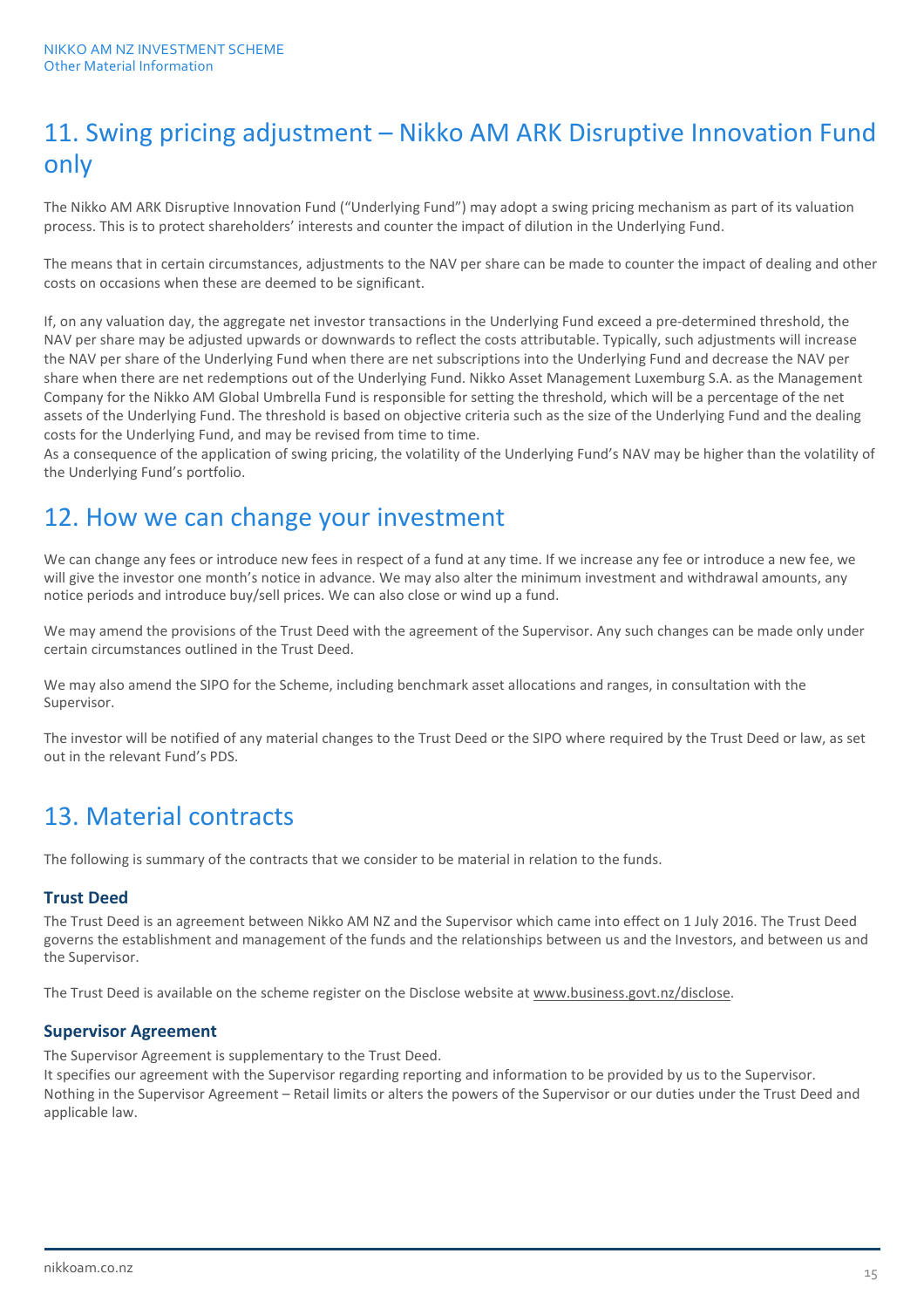## 11. Swing pricing adjustment – Nikko AM ARK Disruptive Innovation Fund only

The Nikko AM ARK Disruptive Innovation Fund ("Underlying Fund") may adopt a swing pricing mechanism as part of its valuation process. This is to protect shareholders' interests and counter the impact of dilution in the Underlying Fund.

The means that in certain circumstances, adjustments to the NAV per share can be made to counter the impact of dealing and other costs on occasions when these are deemed to be significant.

If, on any valuation day, the aggregate net investor transactions in the Underlying Fund exceed a pre-determined threshold, the NAV per share may be adjusted upwards or downwards to reflect the costs attributable. Typically, such adjustments will increase the NAV per share of the Underlying Fund when there are net subscriptions into the Underlying Fund and decrease the NAV per share when there are net redemptions out of the Underlying Fund. Nikko Asset Management Luxemburg S.A. as the Management Company for the Nikko AM Global Umbrella Fund is responsible for setting the threshold, which will be a percentage of the net assets of the Underlying Fund. The threshold is based on objective criteria such as the size of the Underlying Fund and the dealing costs for the Underlying Fund, and may be revised from time to time.

As a consequence of the application of swing pricing, the volatility of the Underlying Fund's NAV may be higher than the volatility of the Underlying Fund's portfolio.

## 12. How we can change your investment

We can change any fees or introduce new fees in respect of a fund at any time. If we increase any fee or introduce a new fee, we will give the investor one month's notice in advance. We may also alter the minimum investment and withdrawal amounts, any notice periods and introduce buy/sell prices. We can also close or wind up a fund.

We may amend the provisions of the Trust Deed with the agreement of the Supervisor. Any such changes can be made only under certain circumstances outlined in the Trust Deed.

We may also amend the SIPO for the Scheme, including benchmark asset allocations and ranges, in consultation with the Supervisor.

The investor will be notified of any material changes to the Trust Deed or the SIPO where required by the Trust Deed or law, as set out in the relevant Fund's PDS.

## 13. Material contracts

The following is summary of the contracts that we consider to be material in relation to the funds.

### Trust Deed

The Trust Deed is an agreement between Nikko AM NZ and the Supervisor which came into effect on 1 July 2016. The Trust Deed governs the establishment and management of the funds and the relationships between us and the Investors, and between us and the Supervisor.

The Trust Deed is available on the scheme register on the Disclose website at www.business.govt.nz/disclose.

### Supervisor Agreement

The Supervisor Agreement is supplementary to the Trust Deed.

It specifies our agreement with the Supervisor regarding reporting and information to be provided by us to the Supervisor.

Nothing in the Supervisor Agreement – Retail limits or alters the powers of the Supervisor or our duties under the Trust Deed and applicable law.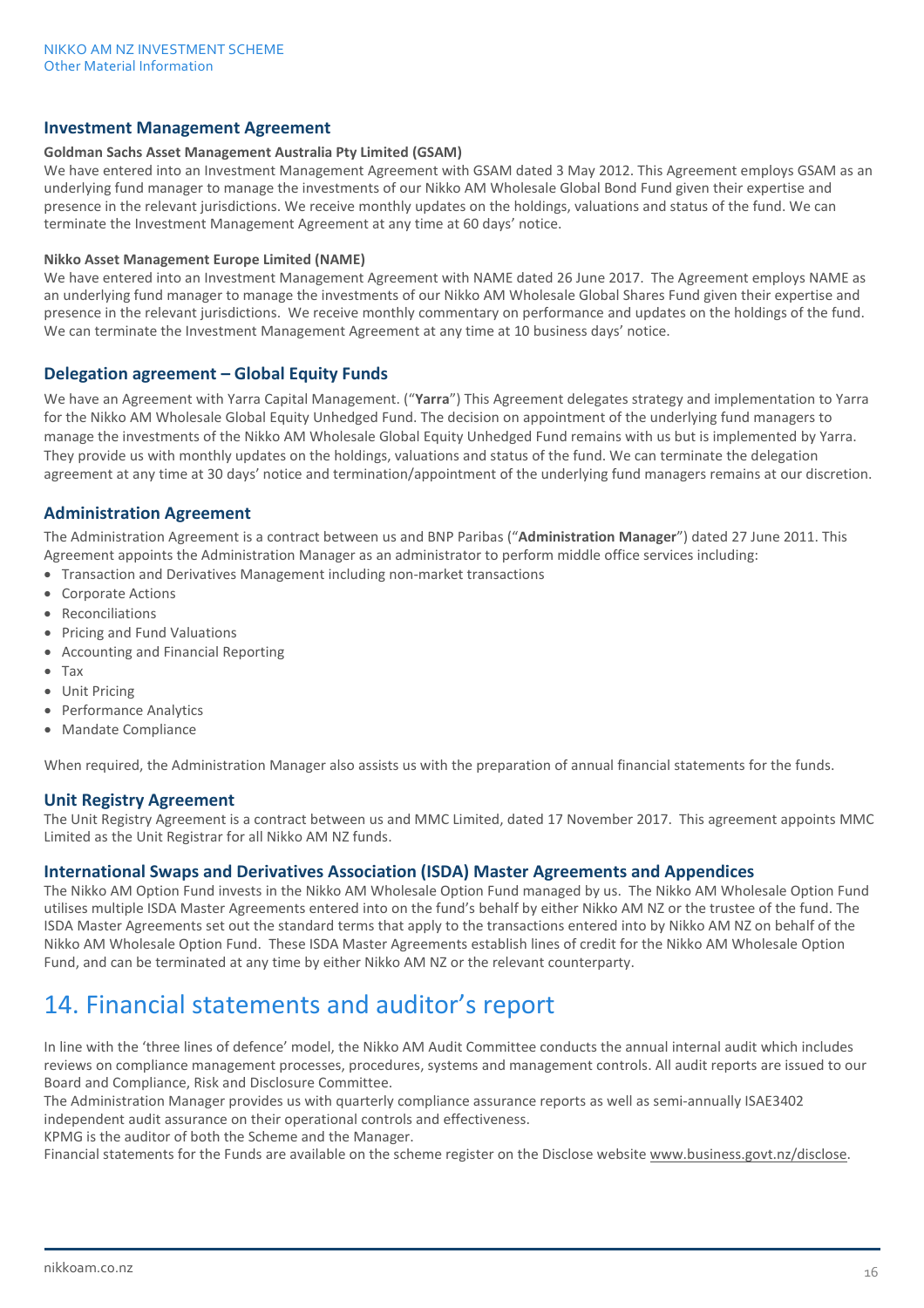## Investment Management Agreement

**Goldman Sachs Asset Management Australia Pty Limited (GSAM)**

We have entered into an Investment Management Agreement with GSAM dated 3 May 2012. This Agreement employs GSAM as an underlying fund manager to manage the investments of our Nikko AM Wholesale Global Bond Fund given their expertise and presence in the relevant jurisdictions. We receive monthly updates on the holdings, valuations and status of the fund. We can terminate the Investment Management Agreement at any time at 60 days' notice.

**Nikko Asset Management Europe Limited (NAME)**

We have entered into an Investment Management Agreement with NAME dated 26 June 2017. The Agreement employs NAME as an underlying fund manager to manage the investments of our Nikko AM Wholesale Global Shares Fund given their expertise and presence in the relevant jurisdictions. We receive monthly commentary on performance and updates on the holdings of the fund. We can terminate the Investment Management Agreement at any time at 10 business days' notice.

## Delegation agreement – Global Equity Funds

We have an Agreement with Yarra Capital Management. ("**Yarra**") This Agreement delegates strategy and implementation to Yarra for the Nikko AM Wholesale Global Equity Unhedged Fund. The decision on appointment of the underlying fund managers to manage the investments of the Nikko AM Wholesale Global Equity Unhedged Fund remains with us but is implemented by Yarra. They provide us with monthly updates on the holdings, valuations and status of the fund. We can terminate the delegation agreement at any time at 30 days' notice and termination/appointment of the underlying fund managers remains at our discretion.

## Administration Agreement

The Administration Agreement is a contract between us and BNP Paribas ("**Administration Manager**") dated 27 June 2011. This Agreement appoints the Administration Manager as an administrator to perform middle office services including:

- Transaction and Derivatives Management including non-market transactions
- Corporate Actions
- Reconciliations
- Pricing and Fund Valuations
- Accounting and Financial Reporting
- Tax
- Unit Pricing
- Performance Analytics
- Mandate Compliance

When required, the Administration Manager also assists us with the preparation of annual financial statements for the funds.

## Unit Registry Agreement

The Unit Registry Agreement is a contract between us and MMC Limited, dated 17 November 2017. This agreement appoints MMC Limited as the Unit Registrar for all Nikko AM NZ funds.

## International Swaps and Derivatives Association (ISDA) Master Agreements and Appendices

The Nikko AM Option Fund invests in the Nikko AM Wholesale Option Fund managed by us. The Nikko AM Wholesale Option Fund utilises multiple ISDA Master Agreements entered into on the fund's behalf by either Nikko AM NZ or the trustee of the fund. The ISDA Master Agreements set out the standard terms that apply to the transactions entered into by Nikko AM NZ on behalf of the Nikko AM Wholesale Option Fund. These ISDA Master Agreements establish lines of credit for the Nikko AM Wholesale Option Fund, and can be terminated at any time by either Nikko AM NZ or the relevant counterparty.

# 14. Financial statements and auditor's report

In line with the 'three lines of defence' model, the Nikko AM Audit Committee conducts the annual internal audit which includes reviews on compliance management processes, procedures, systems and management controls. All audit reports are issued to our Board and Compliance, Risk and Disclosure Committee.

The Administration Manager provides us with quarterly compliance assurance reports as well as semi-annually ISAE3402 independent audit assurance on their operational controls and effectiveness.

KPMG is the auditor of both the Scheme and the Manager.

Financial statements for the Funds are available on the scheme register on the Disclose website www.business.govt.nz/disclose.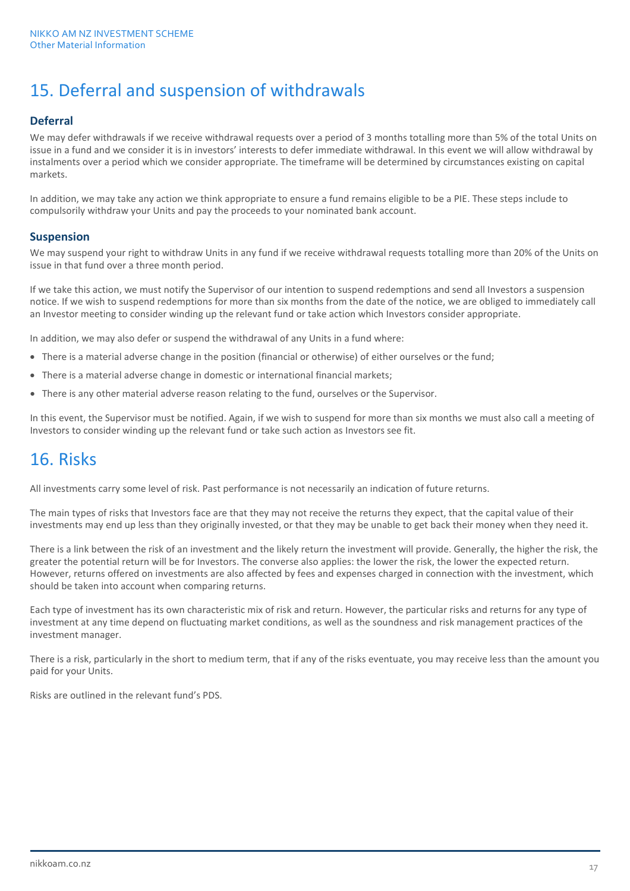## 15. Deferral and suspension of withdrawals

### Deferral

We may defer withdrawals if we receive withdrawal requests over a period of 3 months totalling more than 5% of the total Units on issue in a fund and we consider it is in investors' interests to defer immediate withdrawal. In this event we will allow withdrawal by instalments over a period which we consider appropriate. The timeframe will be determined by circumstances existing on capital markets.

In addition, we may take any action we think appropriate to ensure a fund remains eligible to be a PIE. These steps include to compulsorily withdraw your Units and pay the proceeds to your nominated bank account.

### Suspension

We may suspend your right to withdraw Units in any fund if we receive withdrawal requests totalling more than 20% of the Units on issue in that fund over a three month period.

If we take this action, we must notify the Supervisor of our intention to suspend redemptions and send all Investors a suspension notice. If we wish to suspend redemptions for more than six months from the date of the notice, we are obliged to immediately call an Investor meeting to consider winding up the relevant fund or take action which Investors consider appropriate.

In addition, we may also defer or suspend the withdrawal of any Units in a fund where:

- There is a material adverse change in the position (financial or otherwise) of either ourselves or the fund;
- There is a material adverse change in domestic or international financial markets;
- There is any other material adverse reason relating to the fund, ourselves or the Supervisor.

In this event, the Supervisor must be notified. Again, if we wish to suspend for more than six months we must also call a meeting of Investors to consider winding up the relevant fund or take such action as Investors see fit.

## 16. Risks

All investments carry some level of risk. Past performance is not necessarily an indication of future returns.

The main types of risks that Investors face are that they may not receive the returns they expect, that the capital value of their investments may end up less than they originally invested, or that they may be unable to get back their money when they need it.

There is a link between the risk of an investment and the likely return the investment will provide. Generally, the higher the risk, the greater the potential return will be for Investors. The converse also applies: the lower the risk, the lower the expected return. However, returns offered on investments are also affected by fees and expenses charged in connection with the investment, which should be taken into account when comparing returns.

Each type of investment has its own characteristic mix of risk and return. However, the particular risks and returns for any type of investment at any time depend on fluctuating market conditions, as well as the soundness and risk management practices of the investment manager.

There is a risk, particularly in the short to medium term, that if any of the risks eventuate, you may receive less than the amount you paid for your Units.

Risks are outlined in the relevant fund's PDS.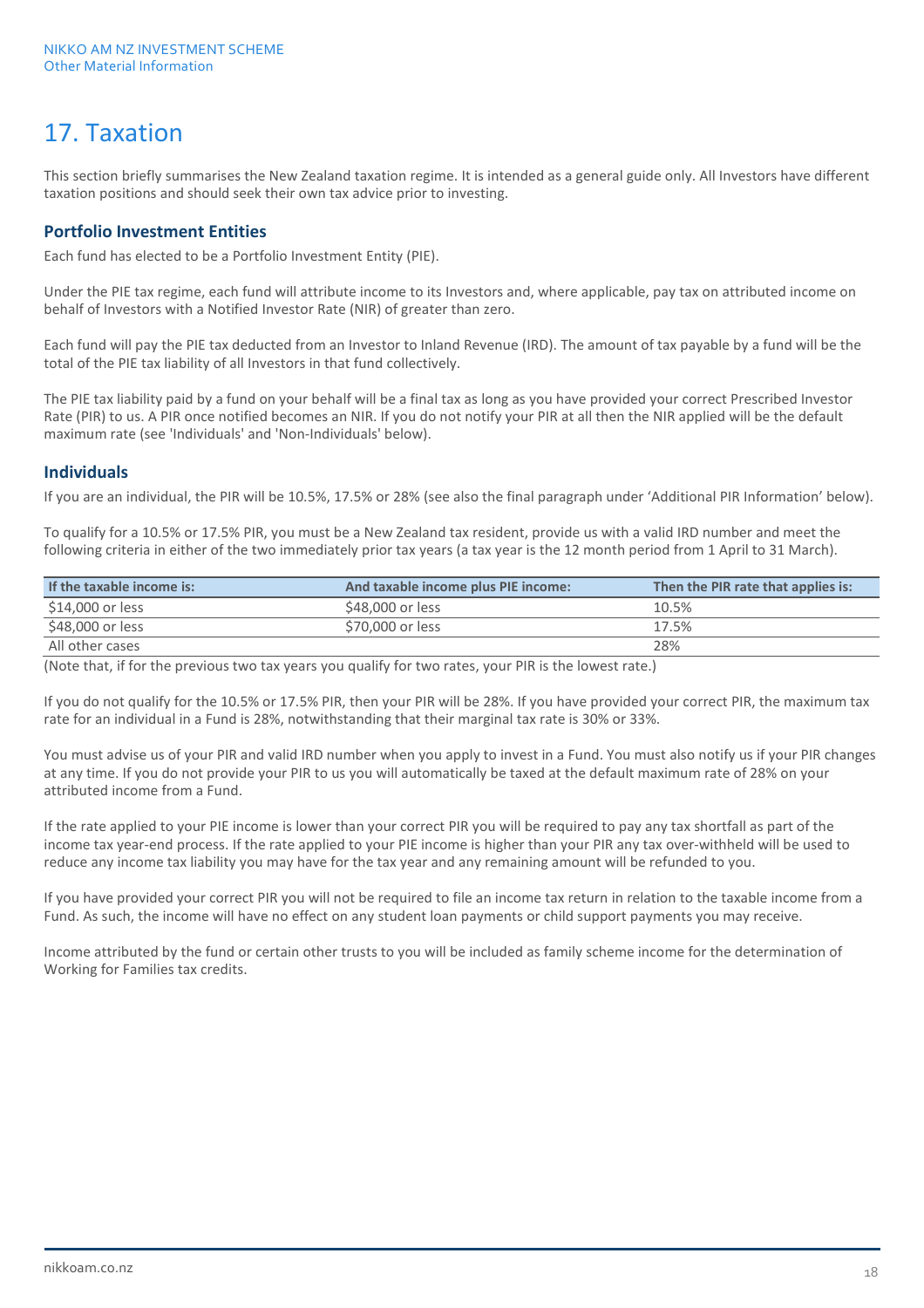# 17. Taxation

This section briefly summarises the New Zealand taxation regime. It is intended as a general guide only. All Investors have different taxation positions and should seek their own tax advice prior to investing.

## Portfolio Investment Entities

Each fund has elected to be a Portfolio Investment Entity (PIE).

Under the PIE tax regime, each fund will attribute income to its Investors and, where applicable, pay tax on attributed income on behalf of Investors with a Notified Investor Rate (NIR) of greater than zero.

Each fund will pay the PIE tax deducted from an Investor to Inland Revenue (IRD). The amount of tax payable by a fund will be the total of the PIE tax liability of all Investors in that fund collectively.

The PIE tax liability paid by a fund on your behalf will be a final tax as long as you have provided your correct Prescribed Investor Rate (PIR) to us. A PIR once notified becomes an NIR. If you do not notify your PIR at all then the NIR applied will be the default maximum rate (see 'Individuals' and 'Non-Individuals' below).

## Individuals

If you are an individual, the PIR will be 10.5%, 17.5% or 28% (see also the final paragraph under 'Additional PIR Information' below).

To qualify for a 10.5% or 17.5% PIR, you must be a New Zealand tax resident, provide us with a valid IRD number and meet the following criteria in either of the two immediately prior tax years (a tax year is the 12 month period from 1 April to 31 March).

| If the taxable income is: | And taxable income plus PIE income: | Then the PIR rate that applies is: |
|---|---|---|
| $14,000 or less | $48,000 or less | 10.5% |
| $48,000 or less | $70,000 or less | 17.5% |
| All other cases | | 28% |

(Note that, if for the previous two tax years you qualify for two rates, your PIR is the lowest rate.)

If you do not qualify for the 10.5% or 17.5% PIR, then your PIR will be 28%. If you have provided your correct PIR, the maximum tax rate for an individual in a Fund is 28%, notwithstanding that their marginal tax rate is 30% or 33%.

You must advise us of your PIR and valid IRD number when you apply to invest in a Fund. You must also notify us if your PIR changes at any time. If you do not provide your PIR to us you will automatically be taxed at the default maximum rate of 28% on your attributed income from a Fund.

If the rate applied to your PIE income is lower than your correct PIR you will be required to pay any tax shortfall as part of the income tax year-end process. If the rate applied to your PIE income is higher than your PIR any tax over-withheld will be used to reduce any income tax liability you may have for the tax year and any remaining amount will be refunded to you.

If you have provided your correct PIR you will not be required to file an income tax return in relation to the taxable income from a Fund. As such, the income will have no effect on any student loan payments or child support payments you may receive.

Income attributed by the fund or certain other trusts to you will be included as family scheme income for the determination of Working for Families tax credits.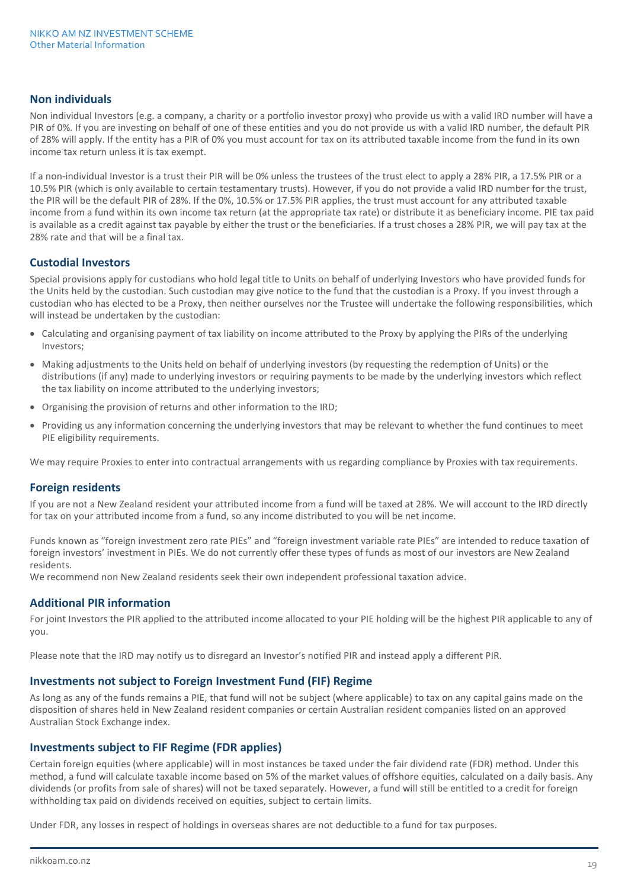## Non individuals

Non individual Investors (e.g. a company, a charity or a portfolio investor proxy) who provide us with a valid IRD number will have a PIR of 0%. If you are investing on behalf of one of these entities and you do not provide us with a valid IRD number, the default PIR of 28% will apply. If the entity has a PIR of 0% you must account for tax on its attributed taxable income from the fund in its own income tax return unless it is tax exempt.

If a non-individual Investor is a trust their PIR will be 0% unless the trustees of the trust elect to apply a 28% PIR, a 17.5% PIR or a 10.5% PIR (which is only available to certain testamentary trusts). However, if you do not provide a valid IRD number for the trust, the PIR will be the default PIR of 28%. If the 0%, 10.5% or 17.5% PIR applies, the trust must account for any attributed taxable income from a fund within its own income tax return (at the appropriate tax rate) or distribute it as beneficiary income. PIE tax paid is available as a credit against tax payable by either the trust or the beneficiaries. If a trust choses a 28% PIR, we will pay tax at the 28% rate and that will be a final tax.

## Custodial Investors

Special provisions apply for custodians who hold legal title to Units on behalf of underlying Investors who have provided funds for the Units held by the custodian. Such custodian may give notice to the fund that the custodian is a Proxy. If you invest through a custodian who has elected to be a Proxy, then neither ourselves nor the Trustee will undertake the following responsibilities, which will instead be undertaken by the custodian:

- Calculating and organising payment of tax liability on income attributed to the Proxy by applying the PIRs of the underlying Investors;
- Making adjustments to the Units held on behalf of underlying investors (by requesting the redemption of Units) or the distributions (if any) made to underlying investors or requiring payments to be made by the underlying investors which reflect the tax liability on income attributed to the underlying investors;
- Organising the provision of returns and other information to the IRD;
- Providing us any information concerning the underlying investors that may be relevant to whether the fund continues to meet PIE eligibility requirements.

We may require Proxies to enter into contractual arrangements with us regarding compliance by Proxies with tax requirements.

## Foreign residents

If you are not a New Zealand resident your attributed income from a fund will be taxed at 28%. We will account to the IRD directly for tax on your attributed income from a fund, so any income distributed to you will be net income.

Funds known as "foreign investment zero rate PIEs" and "foreign investment variable rate PIEs" are intended to reduce taxation of foreign investors' investment in PIEs. We do not currently offer these types of funds as most of our investors are New Zealand residents.
We recommend non New Zealand residents seek their own independent professional taxation advice.

## Additional PIR information

For joint Investors the PIR applied to the attributed income allocated to your PIE holding will be the highest PIR applicable to any of you.

Please note that the IRD may notify us to disregard an Investor's notified PIR and instead apply a different PIR.

## Investments not subject to Foreign Investment Fund (FIF) Regime

As long as any of the funds remains a PIE, that fund will not be subject (where applicable) to tax on any capital gains made on the disposition of shares held in New Zealand resident companies or certain Australian resident companies listed on an approved Australian Stock Exchange index.

## Investments subject to FIF Regime (FDR applies)

Certain foreign equities (where applicable) will in most instances be taxed under the fair dividend rate (FDR) method. Under this method, a fund will calculate taxable income based on 5% of the market values of offshore equities, calculated on a daily basis. Any dividends (or profits from sale of shares) will not be taxed separately. However, a fund will still be entitled to a credit for foreign withholding tax paid on dividends received on equities, subject to certain limits.

Under FDR, any losses in respect of holdings in overseas shares are not deductible to a fund for tax purposes.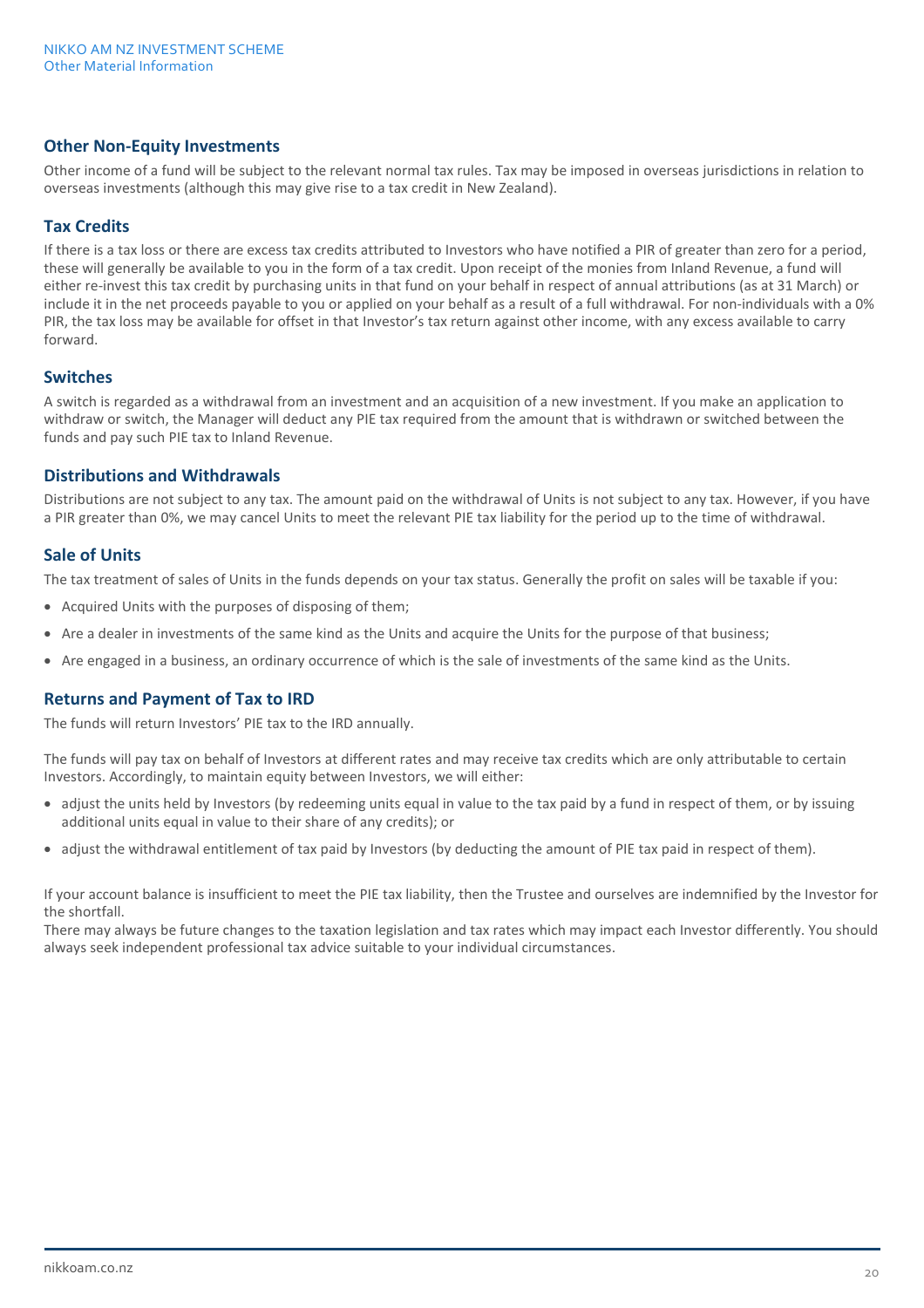## Other Non-Equity Investments

Other income of a fund will be subject to the relevant normal tax rules. Tax may be imposed in overseas jurisdictions in relation to overseas investments (although this may give rise to a tax credit in New Zealand).

## Tax Credits

If there is a tax loss or there are excess tax credits attributed to Investors who have notified a PIR of greater than zero for a period, these will generally be available to you in the form of a tax credit. Upon receipt of the monies from Inland Revenue, a fund will either re-invest this tax credit by purchasing units in that fund on your behalf in respect of annual attributions (as at 31 March) or include it in the net proceeds payable to you or applied on your behalf as a result of a full withdrawal. For non-individuals with a 0% PIR, the tax loss may be available for offset in that Investor's tax return against other income, with any excess available to carry forward.

## Switches

A switch is regarded as a withdrawal from an investment and an acquisition of a new investment. If you make an application to withdraw or switch, the Manager will deduct any PIE tax required from the amount that is withdrawn or switched between the funds and pay such PIE tax to Inland Revenue.

## Distributions and Withdrawals

Distributions are not subject to any tax. The amount paid on the withdrawal of Units is not subject to any tax. However, if you have a PIR greater than 0%, we may cancel Units to meet the relevant PIE tax liability for the period up to the time of withdrawal.

## Sale of Units

The tax treatment of sales of Units in the funds depends on your tax status. Generally the profit on sales will be taxable if you:

- Acquired Units with the purposes of disposing of them;
- Are a dealer in investments of the same kind as the Units and acquire the Units for the purpose of that business;
- Are engaged in a business, an ordinary occurrence of which is the sale of investments of the same kind as the Units.

## Returns and Payment of Tax to IRD

The funds will return Investors' PIE tax to the IRD annually.

The funds will pay tax on behalf of Investors at different rates and may receive tax credits which are only attributable to certain Investors. Accordingly, to maintain equity between Investors, we will either:

- adjust the units held by Investors (by redeeming units equal in value to the tax paid by a fund in respect of them, or by issuing additional units equal in value to their share of any credits); or
- adjust the withdrawal entitlement of tax paid by Investors (by deducting the amount of PIE tax paid in respect of them).

If your account balance is insufficient to meet the PIE tax liability, then the Trustee and ourselves are indemnified by the Investor for the shortfall.
There may always be future changes to the taxation legislation and tax rates which may impact each Investor differently. You should always seek independent professional tax advice suitable to your individual circumstances.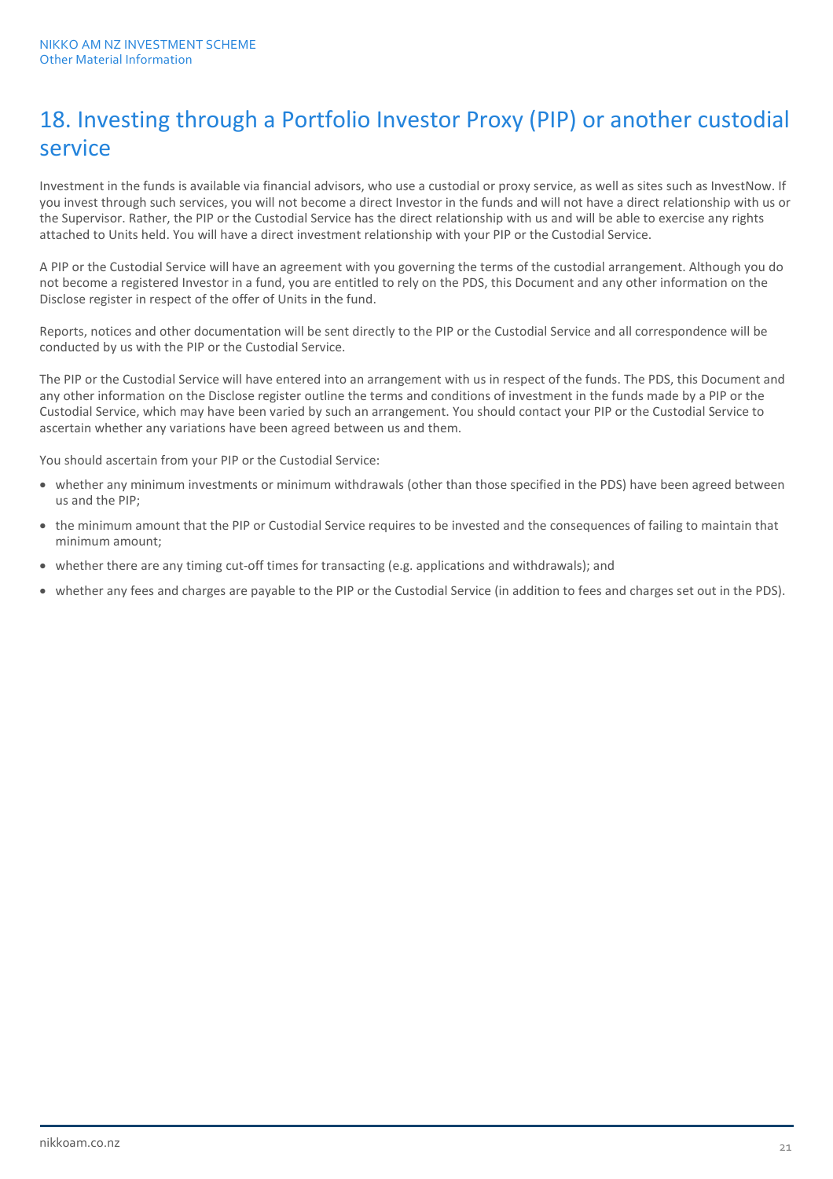## 18. Investing through a Portfolio Investor Proxy (PIP) or another custodial service

Investment in the funds is available via financial advisors, who use a custodial or proxy service, as well as sites such as InvestNow. If you invest through such services, you will not become a direct Investor in the funds and will not have a direct relationship with us or the Supervisor. Rather, the PIP or the Custodial Service has the direct relationship with us and will be able to exercise any rights attached to Units held. You will have a direct investment relationship with your PIP or the Custodial Service.

A PIP or the Custodial Service will have an agreement with you governing the terms of the custodial arrangement. Although you do not become a registered Investor in a fund, you are entitled to rely on the PDS, this Document and any other information on the Disclose register in respect of the offer of Units in the fund.

Reports, notices and other documentation will be sent directly to the PIP or the Custodial Service and all correspondence will be conducted by us with the PIP or the Custodial Service.

The PIP or the Custodial Service will have entered into an arrangement with us in respect of the funds. The PDS, this Document and any other information on the Disclose register outline the terms and conditions of investment in the funds made by a PIP or the Custodial Service, which may have been varied by such an arrangement. You should contact your PIP or the Custodial Service to ascertain whether any variations have been agreed between us and them.

You should ascertain from your PIP or the Custodial Service:

- whether any minimum investments or minimum withdrawals (other than those specified in the PDS) have been agreed between us and the PIP;
- the minimum amount that the PIP or Custodial Service requires to be invested and the consequences of failing to maintain that minimum amount;
- whether there are any timing cut-off times for transacting (e.g. applications and withdrawals); and
- whether any fees and charges are payable to the PIP or the Custodial Service (in addition to fees and charges set out in the PDS).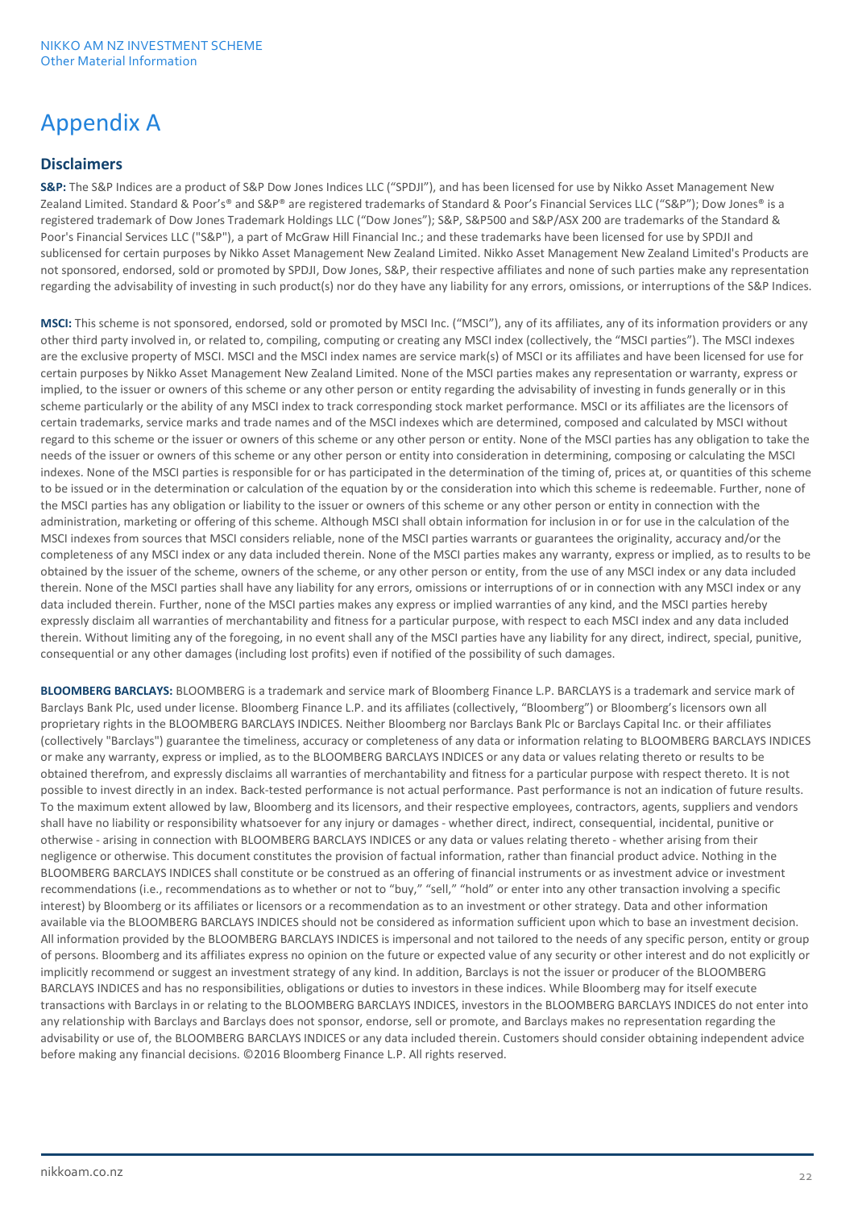# Appendix A

## Disclaimers

**S&P:** The S&P Indices are a product of S&P Dow Jones Indices LLC ("SPDJI"), and has been licensed for use by Nikko Asset Management New Zealand Limited. Standard & Poor's® and S&P® are registered trademarks of Standard & Poor's Financial Services LLC ("S&P"); Dow Jones® is a registered trademark of Dow Jones Trademark Holdings LLC ("Dow Jones"); S&P, S&P500 and S&P/ASX 200 are trademarks of the Standard & Poor's Financial Services LLC ("S&P"), a part of McGraw Hill Financial Inc.; and these trademarks have been licensed for use by SPDJI and sublicensed for certain purposes by Nikko Asset Management New Zealand Limited. Nikko Asset Management New Zealand Limited's Products are not sponsored, endorsed, sold or promoted by SPDJI, Dow Jones, S&P, their respective affiliates and none of such parties make any representation regarding the advisability of investing in such product(s) nor do they have any liability for any errors, omissions, or interruptions of the S&P Indices.

**MSCI:** This scheme is not sponsored, endorsed, sold or promoted by MSCI Inc. ("MSCI"), any of its affiliates, any of its information providers or any other third party involved in, or related to, compiling, computing or creating any MSCI index (collectively, the "MSCI parties"). The MSCI indexes are the exclusive property of MSCI. MSCI and the MSCI index names are service mark(s) of MSCI or its affiliates and have been licensed for use for certain purposes by Nikko Asset Management New Zealand Limited. None of the MSCI parties makes any representation or warranty, express or implied, to the issuer or owners of this scheme or any other person or entity regarding the advisability of investing in funds generally or in this scheme particularly or the ability of any MSCI index to track corresponding stock market performance. MSCI or its affiliates are the licensors of certain trademarks, service marks and trade names and of the MSCI indexes which are determined, composed and calculated by MSCI without regard to this scheme or the issuer or owners of this scheme or any other person or entity. None of the MSCI parties has any obligation to take the needs of the issuer or owners of this scheme or any other person or entity into consideration in determining, composing or calculating the MSCI indexes. None of the MSCI parties is responsible for or has participated in the determination of the timing of, prices at, or quantities of this scheme to be issued or in the determination or calculation of the equation by or the consideration into which this scheme is redeemable. Further, none of the MSCI parties has any obligation or liability to the issuer or owners of this scheme or any other person or entity in connection with the administration, marketing or offering of this scheme. Although MSCI shall obtain information for inclusion in or for use in the calculation of the MSCI indexes from sources that MSCI considers reliable, none of the MSCI parties warrants or guarantees the originality, accuracy and/or the completeness of any MSCI index or any data included therein. None of the MSCI parties makes any warranty, express or implied, as to results to be obtained by the issuer of the scheme, owners of the scheme, or any other person or entity, from the use of any MSCI index or any data included therein. None of the MSCI parties shall have any liability for any errors, omissions or interruptions of or in connection with any MSCI index or any data included therein. Further, none of the MSCI parties makes any express or implied warranties of any kind, and the MSCI parties hereby expressly disclaim all warranties of merchantability and fitness for a particular purpose, with respect to each MSCI index and any data included therein. Without limiting any of the foregoing, in no event shall any of the MSCI parties have any liability for any direct, indirect, special, punitive, consequential or any other damages (including lost profits) even if notified of the possibility of such damages.

**BLOOMBERG BARCLAYS:** BLOOMBERG is a trademark and service mark of Bloomberg Finance L.P. BARCLAYS is a trademark and service mark of Barclays Bank Plc, used under license. Bloomberg Finance L.P. and its affiliates (collectively, "Bloomberg") or Bloomberg's licensors own all proprietary rights in the BLOOMBERG BARCLAYS INDICES. Neither Bloomberg nor Barclays Bank Plc or Barclays Capital Inc. or their affiliates (collectively "Barclays") guarantee the timeliness, accuracy or completeness of any data or information relating to BLOOMBERG BARCLAYS INDICES or make any warranty, express or implied, as to the BLOOMBERG BARCLAYS INDICES or any data or values relating thereto or results to be obtained therefrom, and expressly disclaims all warranties of merchantability and fitness for a particular purpose with respect thereto. It is not possible to invest directly in an index. Back-tested performance is not actual performance. Past performance is not an indication of future results. To the maximum extent allowed by law, Bloomberg and its licensors, and their respective employees, contractors, agents, suppliers and vendors shall have no liability or responsibility whatsoever for any injury or damages - whether direct, indirect, consequential, incidental, punitive or otherwise - arising in connection with BLOOMBERG BARCLAYS INDICES or any data or values relating thereto - whether arising from their negligence or otherwise. This document constitutes the provision of factual information, rather than financial product advice. Nothing in the BLOOMBERG BARCLAYS INDICES shall constitute or be construed as an offering of financial instruments or as investment advice or investment recommendations (i.e., recommendations as to whether or not to "buy," "sell," "hold" or enter into any other transaction involving a specific interest) by Bloomberg or its affiliates or licensors or a recommendation as to an investment or other strategy. Data and other information available via the BLOOMBERG BARCLAYS INDICES should not be considered as information sufficient upon which to base an investment decision. All information provided by the BLOOMBERG BARCLAYS INDICES is impersonal and not tailored to the needs of any specific person, entity or group of persons. Bloomberg and its affiliates express no opinion on the future or expected value of any security or other interest and do not explicitly or implicitly recommend or suggest an investment strategy of any kind. In addition, Barclays is not the issuer or producer of the BLOOMBERG BARCLAYS INDICES and has no responsibilities, obligations or duties to investors in these indices. While Bloomberg may for itself execute transactions with Barclays in or relating to the BLOOMBERG BARCLAYS INDICES, investors in the BLOOMBERG BARCLAYS INDICES do not enter into any relationship with Barclays and Barclays does not sponsor, endorse, sell or promote, and Barclays makes no representation regarding the advisability or use of, the BLOOMBERG BARCLAYS INDICES or any data included therein. Customers should consider obtaining independent advice before making any financial decisions. ©2016 Bloomberg Finance L.P. All rights reserved.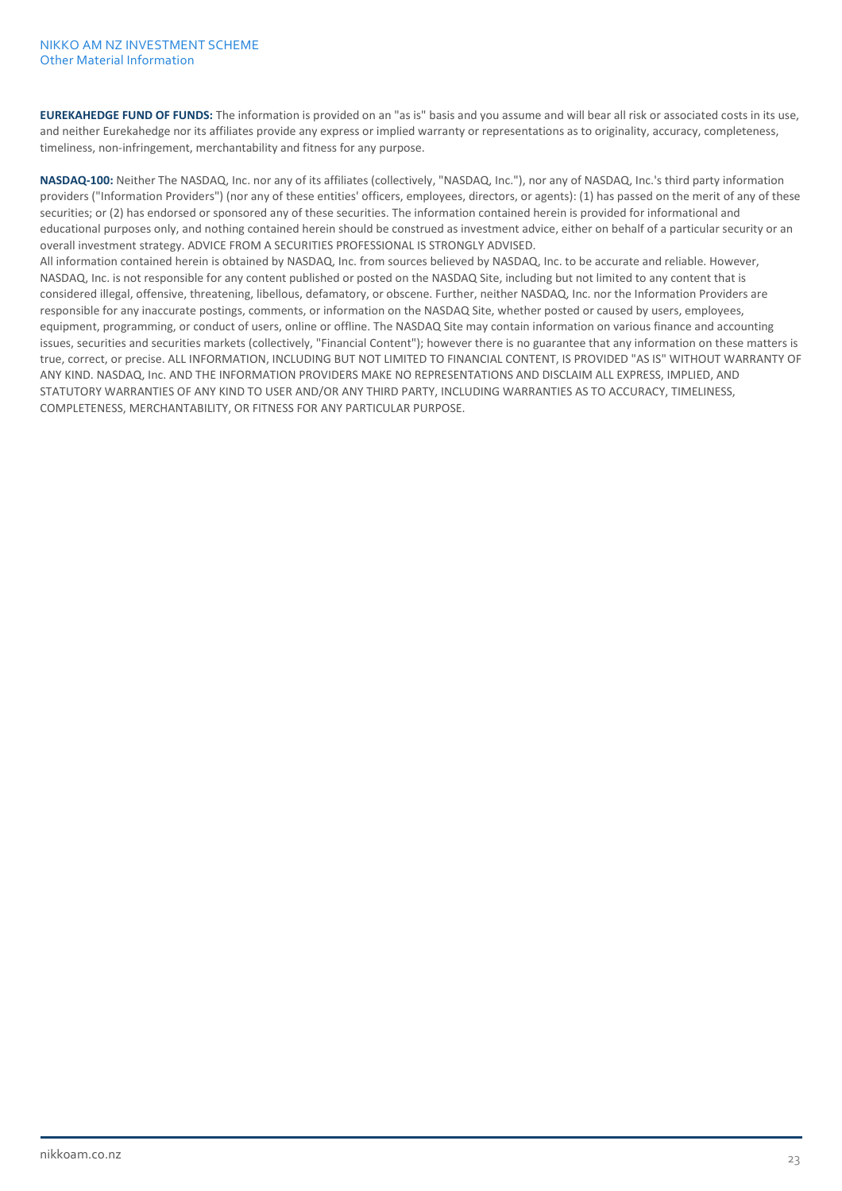**EUREKAHEDGE FUND OF FUNDS:** The information is provided on an "as is" basis and you assume and will bear all risk or associated costs in its use, and neither Eurekahedge nor its affiliates provide any express or implied warranty or representations as to originality, accuracy, completeness, timeliness, non-infringement, merchantability and fitness for any purpose.

**NASDAQ-100:** Neither The NASDAQ, Inc. nor any of its affiliates (collectively, "NASDAQ, Inc."), nor any of NASDAQ, Inc.'s third party information providers ("Information Providers") (nor any of these entities' officers, employees, directors, or agents): (1) has passed on the merit of any of these securities; or (2) has endorsed or sponsored any of these securities. The information contained herein is provided for informational and educational purposes only, and nothing contained herein should be construed as investment advice, either on behalf of a particular security or an overall investment strategy. ADVICE FROM A SECURITIES PROFESSIONAL IS STRONGLY ADVISED.

All information contained herein is obtained by NASDAQ, Inc. from sources believed by NASDAQ, Inc. to be accurate and reliable. However, NASDAQ, Inc. is not responsible for any content published or posted on the NASDAQ Site, including but not limited to any content that is considered illegal, offensive, threatening, libellous, defamatory, or obscene. Further, neither NASDAQ, Inc. nor the Information Providers are responsible for any inaccurate postings, comments, or information on the NASDAQ Site, whether posted or caused by users, employees, equipment, programming, or conduct of users, online or offline. The NASDAQ Site may contain information on various finance and accounting issues, securities and securities markets (collectively, "Financial Content"); however there is no guarantee that any information on these matters is true, correct, or precise. ALL INFORMATION, INCLUDING BUT NOT LIMITED TO FINANCIAL CONTENT, IS PROVIDED "AS IS" WITHOUT WARRANTY OF ANY KIND. NASDAQ, Inc. AND THE INFORMATION PROVIDERS MAKE NO REPRESENTATIONS AND DISCLAIM ALL EXPRESS, IMPLIED, AND STATUTORY WARRANTIES OF ANY KIND TO USER AND/OR ANY THIRD PARTY, INCLUDING WARRANTIES AS TO ACCURACY, TIMELINESS, COMPLETENESS, MERCHANTABILITY, OR FITNESS FOR ANY PARTICULAR PURPOSE.